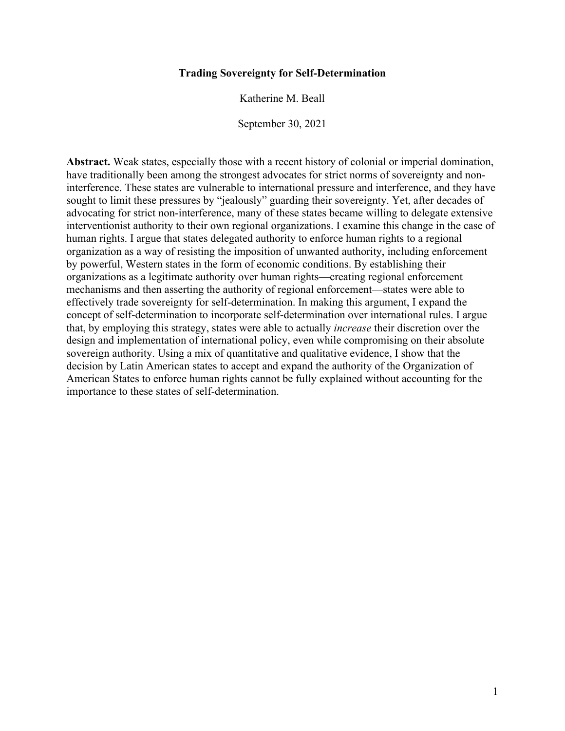# Trading Sovereignty for Self-Determination

Katherine M. Beall

September 30, 2021

**Abstract.** Weak states, especially those with a recent history of colonial or imperial domination, have traditionally been among the strongest advocates for strict norms of sovereignty and non-interference. These states are vulnerable to international pressure and interference, and they have sought to limit these pressures by "jealously" guarding their sovereignty. Yet, after decades of advocating for strict non-interference, many of these states became willing to delegate extensive interventionist authority to their own regional organizations. I examine this change in the case of human rights. I argue that states delegated authority to enforce human rights to a regional organization as a way of resisting the imposition of unwanted authority, including enforcement by powerful, Western states in the form of economic conditions. By establishing their organizations as a legitimate authority over human rights—creating regional enforcement mechanisms and then asserting the authority of regional enforcement—states were able to effectively trade sovereignty for self-determination. In making this argument, I expand the concept of self-determination to incorporate self-determination over international rules. I argue that, by employing this strategy, states were able to actually *increase* their discretion over the design and implementation of international policy, even while compromising on their absolute sovereign authority. Using a mix of quantitative and qualitative evidence, I show that the decision by Latin American states to accept and expand the authority of the Organization of American States to enforce human rights cannot be fully explained without accounting for the importance to these states of self-determination.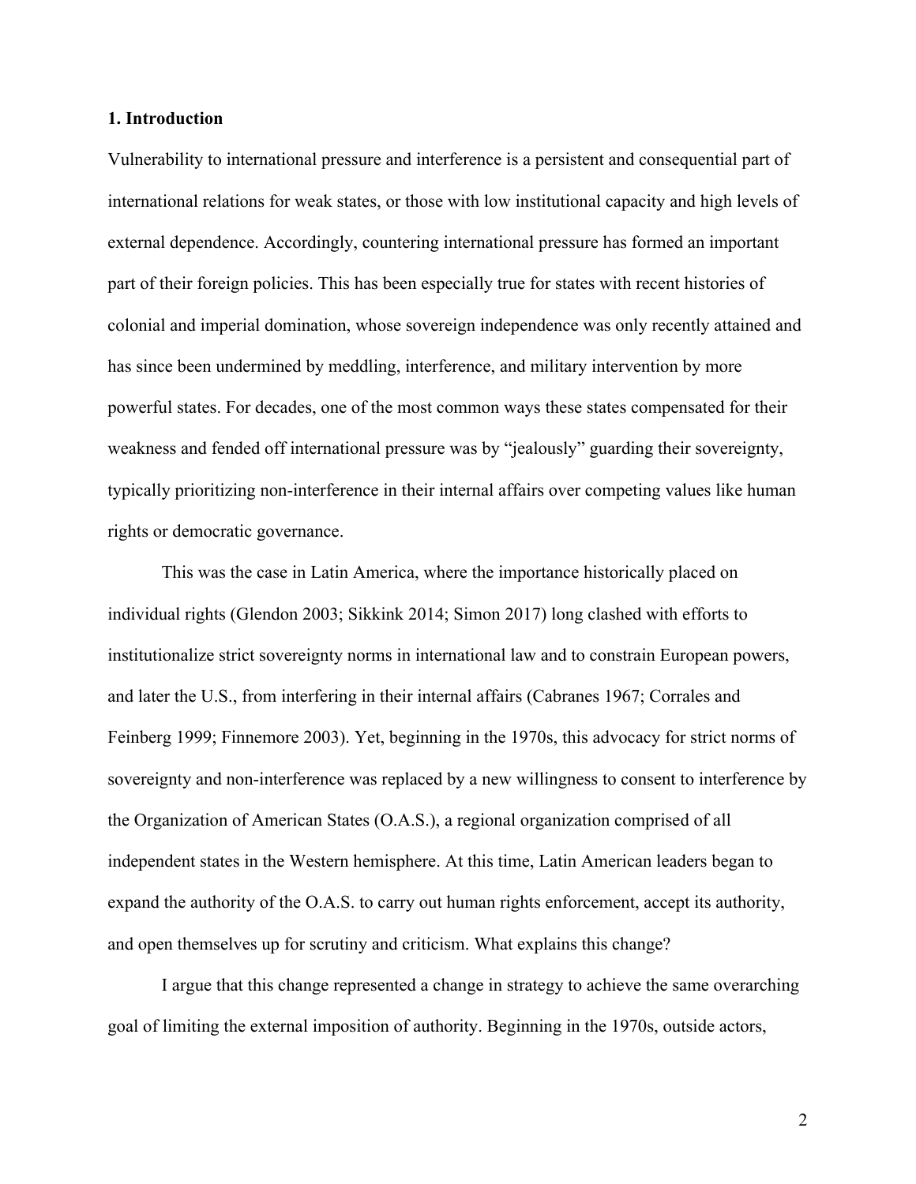## 1. Introduction

Vulnerability to international pressure and interference is a persistent and consequential part of international relations for weak states, or those with low institutional capacity and high levels of external dependence. Accordingly, countering international pressure has formed an important part of their foreign policies. This has been especially true for states with recent histories of colonial and imperial domination, whose sovereign independence was only recently attained and has since been undermined by meddling, interference, and military intervention by more powerful states. For decades, one of the most common ways these states compensated for their weakness and fended off international pressure was by "jealously" guarding their sovereignty, typically prioritizing non-interference in their internal affairs over competing values like human rights or democratic governance.

This was the case in Latin America, where the importance historically placed on individual rights (Glendon 2003; Sikkink 2014; Simon 2017) long clashed with efforts to institutionalize strict sovereignty norms in international law and to constrain European powers, and later the U.S., from interfering in their internal affairs (Cabranes 1967; Corrales and Feinberg 1999; Finnemore 2003). Yet, beginning in the 1970s, this advocacy for strict norms of sovereignty and non-interference was replaced by a new willingness to consent to interference by the Organization of American States (O.A.S.), a regional organization comprised of all independent states in the Western hemisphere. At this time, Latin American leaders began to expand the authority of the O.A.S. to carry out human rights enforcement, accept its authority, and open themselves up for scrutiny and criticism. What explains this change?

I argue that this change represented a change in strategy to achieve the same overarching goal of limiting the external imposition of authority. Beginning in the 1970s, outside actors,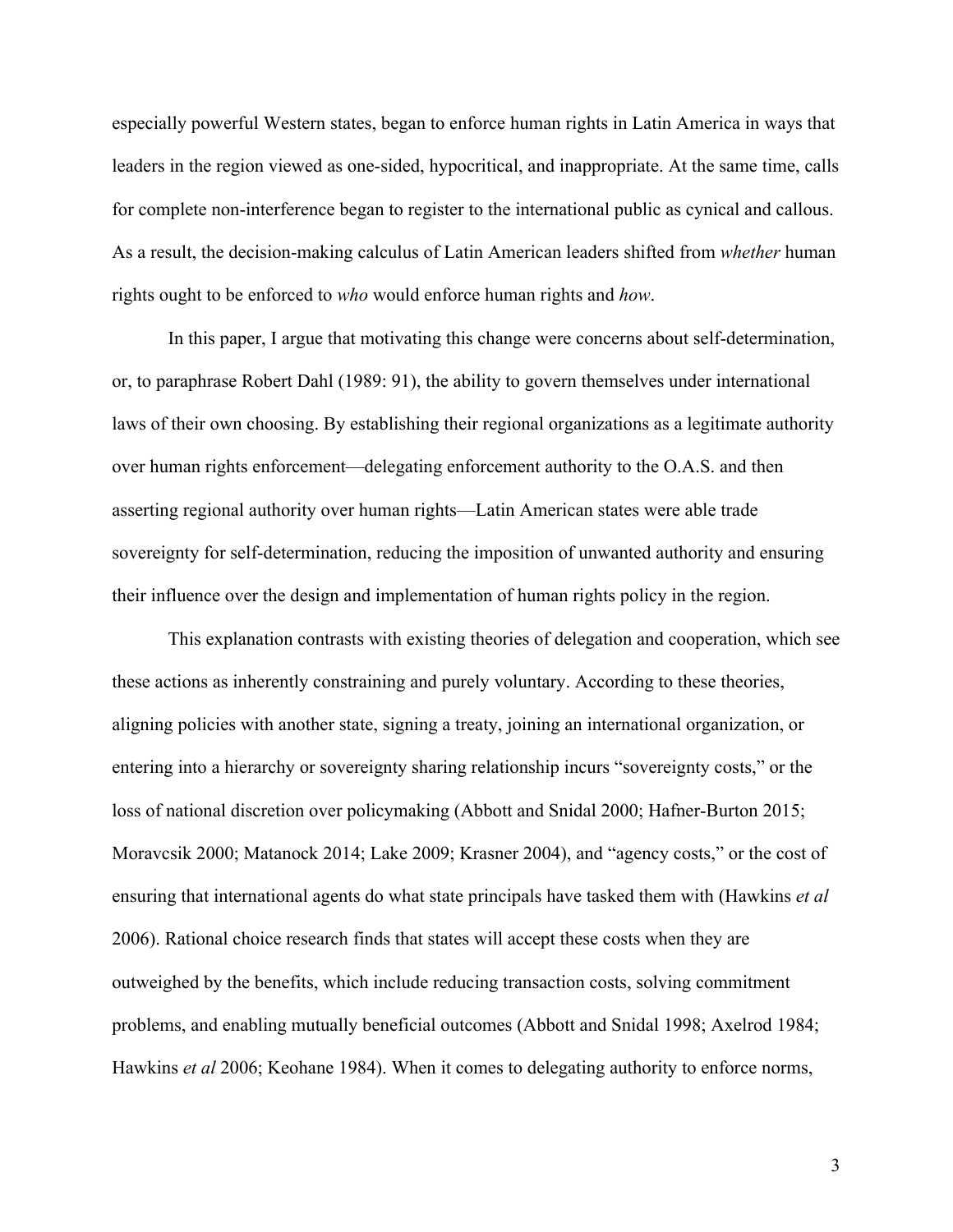especially powerful Western states, began to enforce human rights in Latin America in ways that leaders in the region viewed as one-sided, hypocritical, and inappropriate. At the same time, calls for complete non-interference began to register to the international public as cynical and callous. As a result, the decision-making calculus of Latin American leaders shifted from *whether* human rights ought to be enforced to *who* would enforce human rights and *how*.

In this paper, I argue that motivating this change were concerns about self-determination, or, to paraphrase Robert Dahl (1989: 91), the ability to govern themselves under international laws of their own choosing. By establishing their regional organizations as a legitimate authority over human rights enforcement—delegating enforcement authority to the O.A.S. and then asserting regional authority over human rights—Latin American states were able trade sovereignty for self-determination, reducing the imposition of unwanted authority and ensuring their influence over the design and implementation of human rights policy in the region.

This explanation contrasts with existing theories of delegation and cooperation, which see these actions as inherently constraining and purely voluntary. According to these theories, aligning policies with another state, signing a treaty, joining an international organization, or entering into a hierarchy or sovereignty sharing relationship incurs "sovereignty costs," or the loss of national discretion over policymaking (Abbott and Snidal 2000; Hafner-Burton 2015; Moravcsik 2000; Matanock 2014; Lake 2009; Krasner 2004), and "agency costs," or the cost of ensuring that international agents do what state principals have tasked them with (Hawkins *et al* 2006). Rational choice research finds that states will accept these costs when they are outweighed by the benefits, which include reducing transaction costs, solving commitment problems, and enabling mutually beneficial outcomes (Abbott and Snidal 1998; Axelrod 1984; Hawkins *et al* 2006; Keohane 1984). When it comes to delegating authority to enforce norms,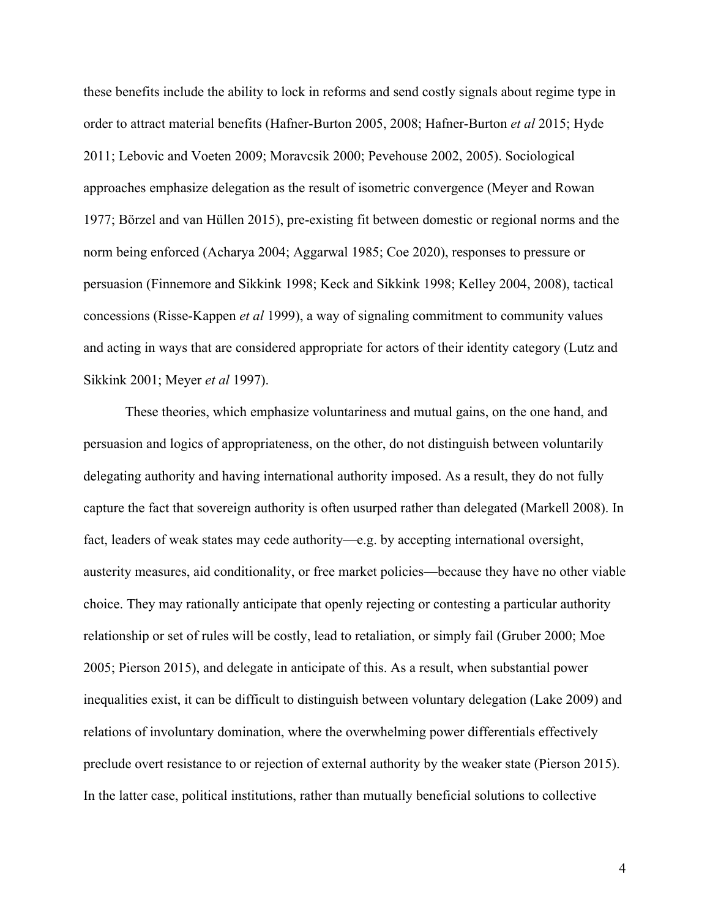these benefits include the ability to lock in reforms and send costly signals about regime type in order to attract material benefits (Hafner-Burton 2005, 2008; Hafner-Burton *et al* 2015; Hyde 2011; Lebovic and Voeten 2009; Moravcsik 2000; Pevehouse 2002, 2005). Sociological approaches emphasize delegation as the result of isometric convergence (Meyer and Rowan 1977; Börzel and van Hüllen 2015), pre-existing fit between domestic or regional norms and the norm being enforced (Acharya 2004; Aggarwal 1985; Coe 2020), responses to pressure or persuasion (Finnemore and Sikkink 1998; Keck and Sikkink 1998; Kelley 2004, 2008), tactical concessions (Risse-Kappen *et al* 1999), a way of signaling commitment to community values and acting in ways that are considered appropriate for actors of their identity category (Lutz and Sikkink 2001; Meyer *et al* 1997).

These theories, which emphasize voluntariness and mutual gains, on the one hand, and persuasion and logics of appropriateness, on the other, do not distinguish between voluntarily delegating authority and having international authority imposed. As a result, they do not fully capture the fact that sovereign authority is often usurped rather than delegated (Markell 2008). In fact, leaders of weak states may cede authority—e.g. by accepting international oversight, austerity measures, aid conditionality, or free market policies—because they have no other viable choice. They may rationally anticipate that openly rejecting or contesting a particular authority relationship or set of rules will be costly, lead to retaliation, or simply fail (Gruber 2000; Moe 2005; Pierson 2015), and delegate in anticipate of this. As a result, when substantial power inequalities exist, it can be difficult to distinguish between voluntary delegation (Lake 2009) and relations of involuntary domination, where the overwhelming power differentials effectively preclude overt resistance to or rejection of external authority by the weaker state (Pierson 2015). In the latter case, political institutions, rather than mutually beneficial solutions to collective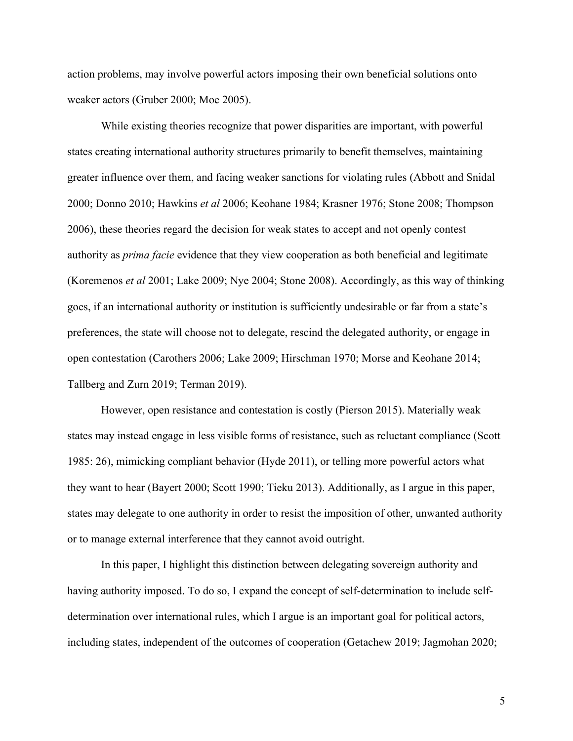action problems, may involve powerful actors imposing their own beneficial solutions onto weaker actors (Gruber 2000; Moe 2005).

While existing theories recognize that power disparities are important, with powerful states creating international authority structures primarily to benefit themselves, maintaining greater influence over them, and facing weaker sanctions for violating rules (Abbott and Snidal 2000; Donno 2010; Hawkins *et al* 2006; Keohane 1984; Krasner 1976; Stone 2008; Thompson 2006), these theories regard the decision for weak states to accept and not openly contest authority as *prima facie* evidence that they view cooperation as both beneficial and legitimate (Koremenos *et al* 2001; Lake 2009; Nye 2004; Stone 2008). Accordingly, as this way of thinking goes, if an international authority or institution is sufficiently undesirable or far from a state's preferences, the state will choose not to delegate, rescind the delegated authority, or engage in open contestation (Carothers 2006; Lake 2009; Hirschman 1970; Morse and Keohane 2014; Tallberg and Zurn 2019; Terman 2019).

However, open resistance and contestation is costly (Pierson 2015). Materially weak states may instead engage in less visible forms of resistance, such as reluctant compliance (Scott 1985: 26), mimicking compliant behavior (Hyde 2011), or telling more powerful actors what they want to hear (Bayert 2000; Scott 1990; Tieku 2013). Additionally, as I argue in this paper, states may delegate to one authority in order to resist the imposition of other, unwanted authority or to manage external interference that they cannot avoid outright.

In this paper, I highlight this distinction between delegating sovereign authority and having authority imposed. To do so, I expand the concept of self-determination to include self-determination over international rules, which I argue is an important goal for political actors, including states, independent of the outcomes of cooperation (Getachew 2019; Jagmohan 2020;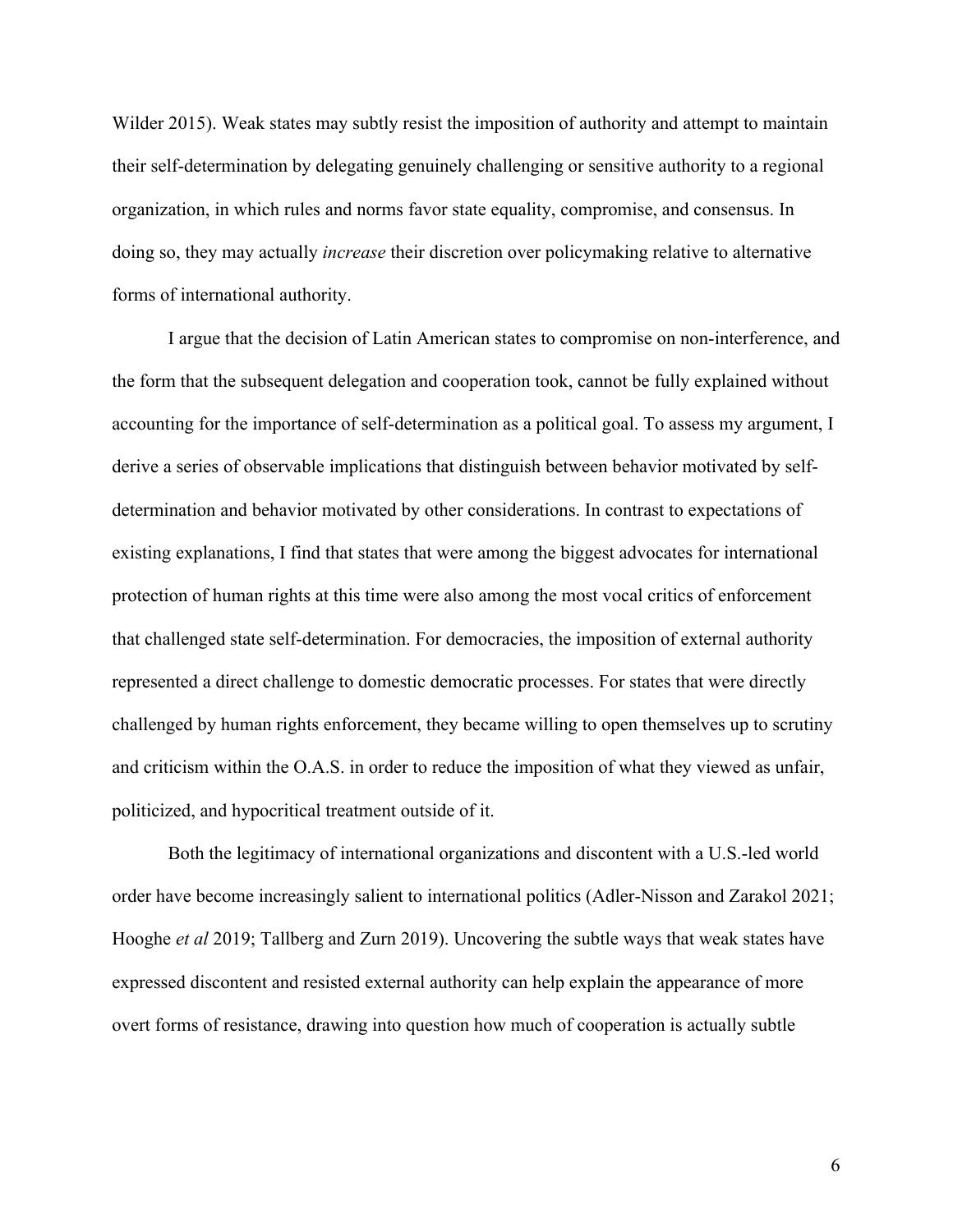Wilder 2015). Weak states may subtly resist the imposition of authority and attempt to maintain their self-determination by delegating genuinely challenging or sensitive authority to a regional organization, in which rules and norms favor state equality, compromise, and consensus. In doing so, they may actually *increase* their discretion over policymaking relative to alternative forms of international authority.

I argue that the decision of Latin American states to compromise on non-interference, and the form that the subsequent delegation and cooperation took, cannot be fully explained without accounting for the importance of self-determination as a political goal. To assess my argument, I derive a series of observable implications that distinguish between behavior motivated by self-determination and behavior motivated by other considerations. In contrast to expectations of existing explanations, I find that states that were among the biggest advocates for international protection of human rights at this time were also among the most vocal critics of enforcement that challenged state self-determination. For democracies, the imposition of external authority represented a direct challenge to domestic democratic processes. For states that were directly challenged by human rights enforcement, they became willing to open themselves up to scrutiny and criticism within the O.A.S. in order to reduce the imposition of what they viewed as unfair, politicized, and hypocritical treatment outside of it.

Both the legitimacy of international organizations and discontent with a U.S.-led world order have become increasingly salient to international politics (Adler-Nisson and Zarakol 2021; Hooghe *et al* 2019; Tallberg and Zurn 2019). Uncovering the subtle ways that weak states have expressed discontent and resisted external authority can help explain the appearance of more overt forms of resistance, drawing into question how much of cooperation is actually subtle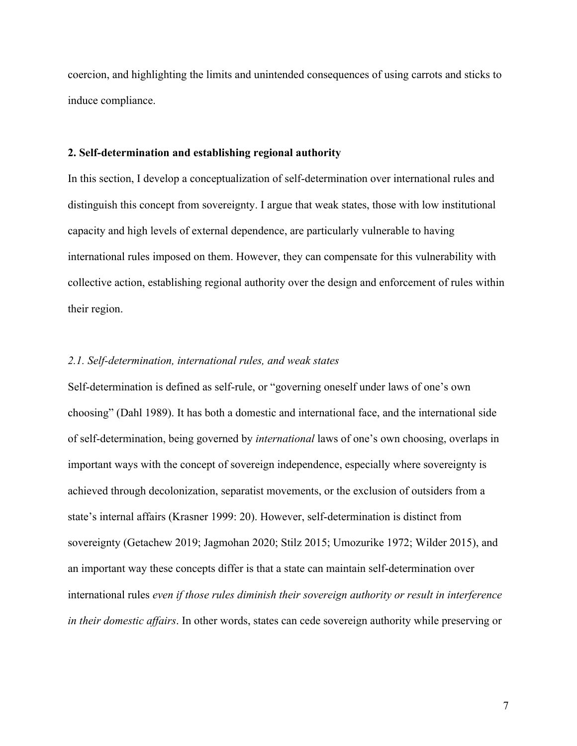coercion, and highlighting the limits and unintended consequences of using carrots and sticks to induce compliance.

## 2. Self-determination and establishing regional authority

In this section, I develop a conceptualization of self-determination over international rules and distinguish this concept from sovereignty. I argue that weak states, those with low institutional capacity and high levels of external dependence, are particularly vulnerable to having international rules imposed on them. However, they can compensate for this vulnerability with collective action, establishing regional authority over the design and enforcement of rules within their region.

### *2.1. Self-determination, international rules, and weak states*

Self-determination is defined as self-rule, or "governing oneself under laws of one's own choosing" (Dahl 1989). It has both a domestic and international face, and the international side of self-determination, being governed by *international* laws of one's own choosing, overlaps in important ways with the concept of sovereign independence, especially where sovereignty is achieved through decolonization, separatist movements, or the exclusion of outsiders from a state's internal affairs (Krasner 1999: 20). However, self-determination is distinct from sovereignty (Getachew 2019; Jagmohan 2020; Stilz 2015; Umozurike 1972; Wilder 2015), and an important way these concepts differ is that a state can maintain self-determination over international rules *even if those rules diminish their sovereign authority or result in interference in their domestic affairs*. In other words, states can cede sovereign authority while preserving or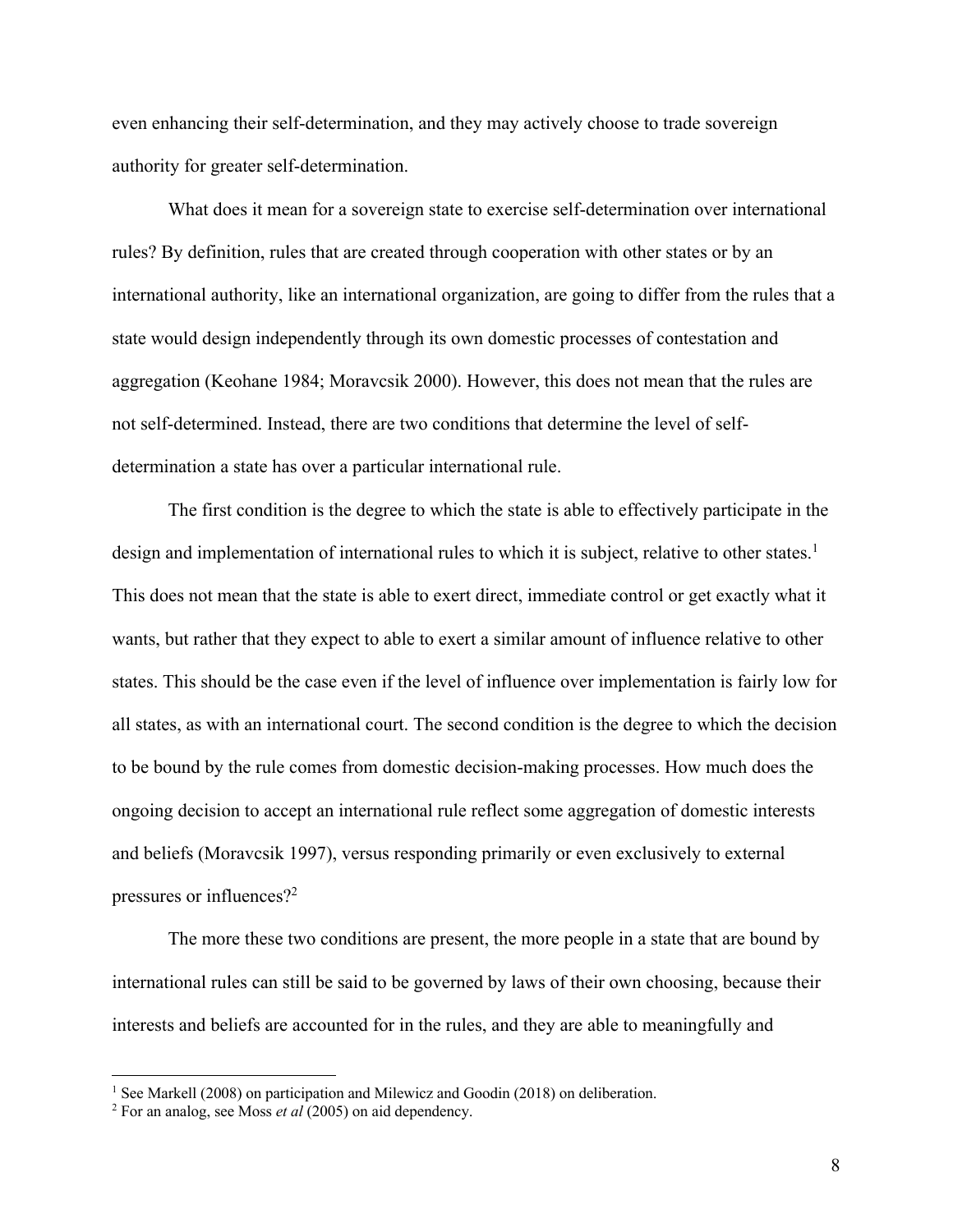even enhancing their self-determination, and they may actively choose to trade sovereign authority for greater self-determination.

What does it mean for a sovereign state to exercise self-determination over international rules? By definition, rules that are created through cooperation with other states or by an international authority, like an international organization, are going to differ from the rules that a state would design independently through its own domestic processes of contestation and aggregation (Keohane 1984; Moravcsik 2000). However, this does not mean that the rules are not self-determined. Instead, there are two conditions that determine the level of self-determination a state has over a particular international rule.

The first condition is the degree to which the state is able to effectively participate in the design and implementation of international rules to which it is subject, relative to other states.[1] This does not mean that the state is able to exert direct, immediate control or get exactly what it wants, but rather that they expect to able to exert a similar amount of influence relative to other states. This should be the case even if the level of influence over implementation is fairly low for all states, as with an international court. The second condition is the degree to which the decision to be bound by the rule comes from domestic decision-making processes. How much does the ongoing decision to accept an international rule reflect some aggregation of domestic interests and beliefs (Moravcsik 1997), versus responding primarily or even exclusively to external pressures or influences?[2]

The more these two conditions are present, the more people in a state that are bound by international rules can still be said to be governed by laws of their own choosing, because their interests and beliefs are accounted for in the rules, and they are able to meaningfully and

[1] See Markell (2008) on participation and Milewicz and Goodin (2018) on deliberation.

[2] For an analog, see Moss *et al* (2005) on aid dependency.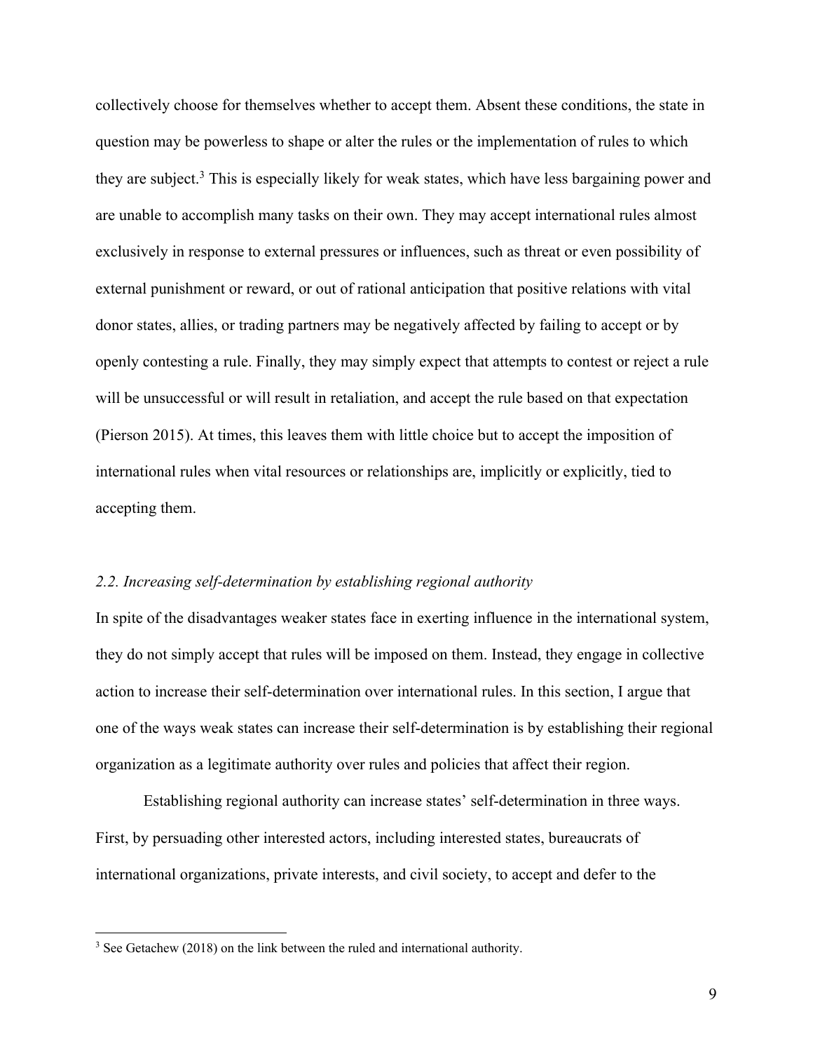collectively choose for themselves whether to accept them. Absent these conditions, the state in question may be powerless to shape or alter the rules or the implementation of rules to which they are subject.[3] This is especially likely for weak states, which have less bargaining power and are unable to accomplish many tasks on their own. They may accept international rules almost exclusively in response to external pressures or influences, such as threat or even possibility of external punishment or reward, or out of rational anticipation that positive relations with vital donor states, allies, or trading partners may be negatively affected by failing to accept or by openly contesting a rule. Finally, they may simply expect that attempts to contest or reject a rule will be unsuccessful or will result in retaliation, and accept the rule based on that expectation (Pierson 2015). At times, this leaves them with little choice but to accept the imposition of international rules when vital resources or relationships are, implicitly or explicitly, tied to accepting them.

### *2.2. Increasing self-determination by establishing regional authority*

In spite of the disadvantages weaker states face in exerting influence in the international system, they do not simply accept that rules will be imposed on them. Instead, they engage in collective action to increase their self-determination over international rules. In this section, I argue that one of the ways weak states can increase their self-determination is by establishing their regional organization as a legitimate authority over rules and policies that affect their region.

Establishing regional authority can increase states' self-determination in three ways. First, by persuading other interested actors, including interested states, bureaucrats of international organizations, private interests, and civil society, to accept and defer to the

[3] See Getachew (2018) on the link between the ruled and international authority.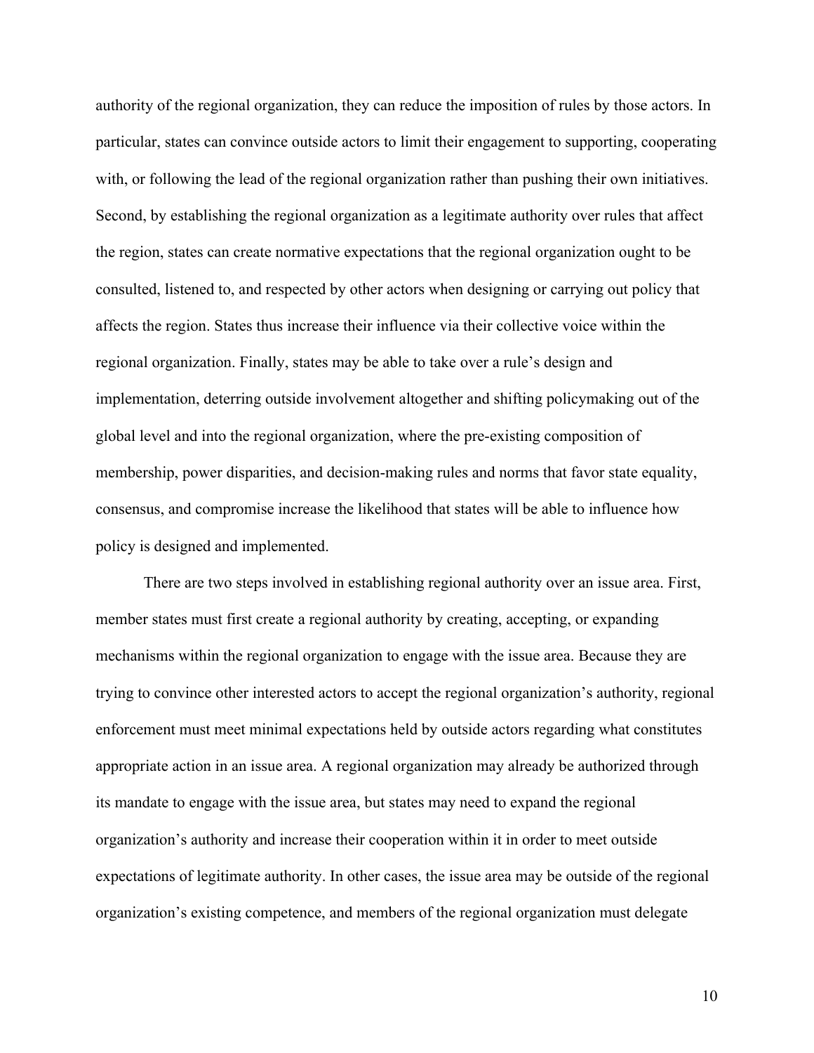authority of the regional organization, they can reduce the imposition of rules by those actors. In particular, states can convince outside actors to limit their engagement to supporting, cooperating with, or following the lead of the regional organization rather than pushing their own initiatives. Second, by establishing the regional organization as a legitimate authority over rules that affect the region, states can create normative expectations that the regional organization ought to be consulted, listened to, and respected by other actors when designing or carrying out policy that affects the region. States thus increase their influence via their collective voice within the regional organization. Finally, states may be able to take over a rule's design and implementation, deterring outside involvement altogether and shifting policymaking out of the global level and into the regional organization, where the pre-existing composition of membership, power disparities, and decision-making rules and norms that favor state equality, consensus, and compromise increase the likelihood that states will be able to influence how policy is designed and implemented.

There are two steps involved in establishing regional authority over an issue area. First, member states must first create a regional authority by creating, accepting, or expanding mechanisms within the regional organization to engage with the issue area. Because they are trying to convince other interested actors to accept the regional organization's authority, regional enforcement must meet minimal expectations held by outside actors regarding what constitutes appropriate action in an issue area. A regional organization may already be authorized through its mandate to engage with the issue area, but states may need to expand the regional organization's authority and increase their cooperation within it in order to meet outside expectations of legitimate authority. In other cases, the issue area may be outside of the regional organization's existing competence, and members of the regional organization must delegate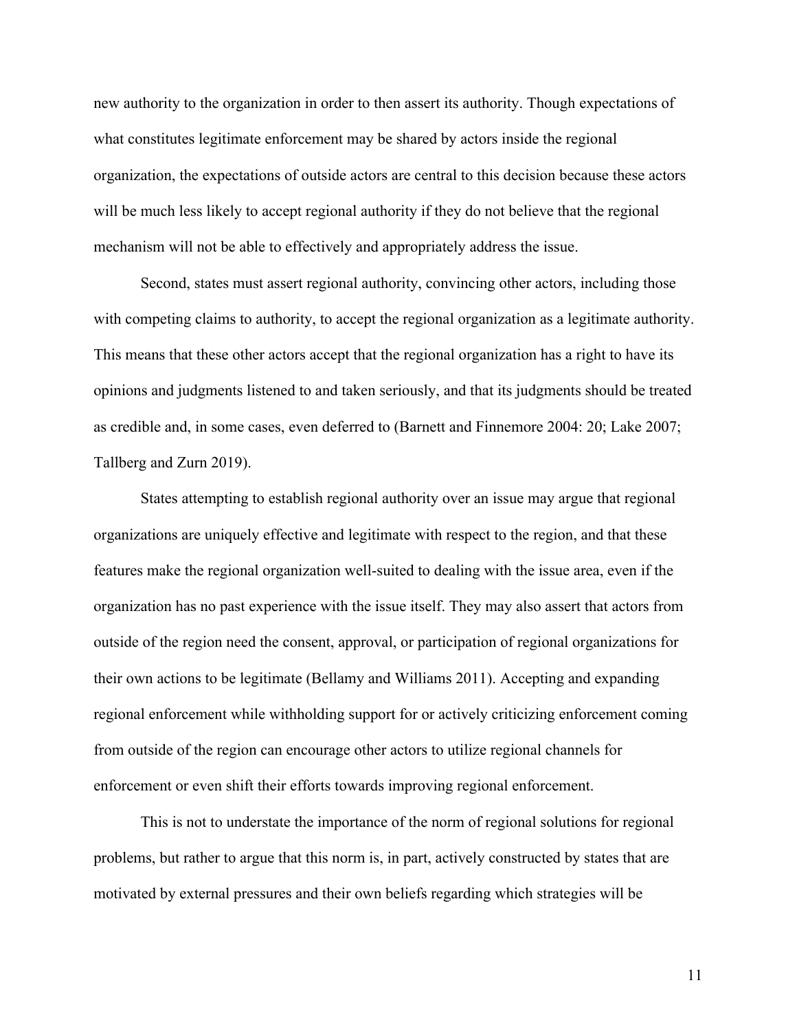new authority to the organization in order to then assert its authority. Though expectations of what constitutes legitimate enforcement may be shared by actors inside the regional organization, the expectations of outside actors are central to this decision because these actors will be much less likely to accept regional authority if they do not believe that the regional mechanism will not be able to effectively and appropriately address the issue.

Second, states must assert regional authority, convincing other actors, including those with competing claims to authority, to accept the regional organization as a legitimate authority. This means that these other actors accept that the regional organization has a right to have its opinions and judgments listened to and taken seriously, and that its judgments should be treated as credible and, in some cases, even deferred to (Barnett and Finnemore 2004: 20; Lake 2007; Tallberg and Zurn 2019).

States attempting to establish regional authority over an issue may argue that regional organizations are uniquely effective and legitimate with respect to the region, and that these features make the regional organization well-suited to dealing with the issue area, even if the organization has no past experience with the issue itself. They may also assert that actors from outside of the region need the consent, approval, or participation of regional organizations for their own actions to be legitimate (Bellamy and Williams 2011). Accepting and expanding regional enforcement while withholding support for or actively criticizing enforcement coming from outside of the region can encourage other actors to utilize regional channels for enforcement or even shift their efforts towards improving regional enforcement.

This is not to understate the importance of the norm of regional solutions for regional problems, but rather to argue that this norm is, in part, actively constructed by states that are motivated by external pressures and their own beliefs regarding which strategies will be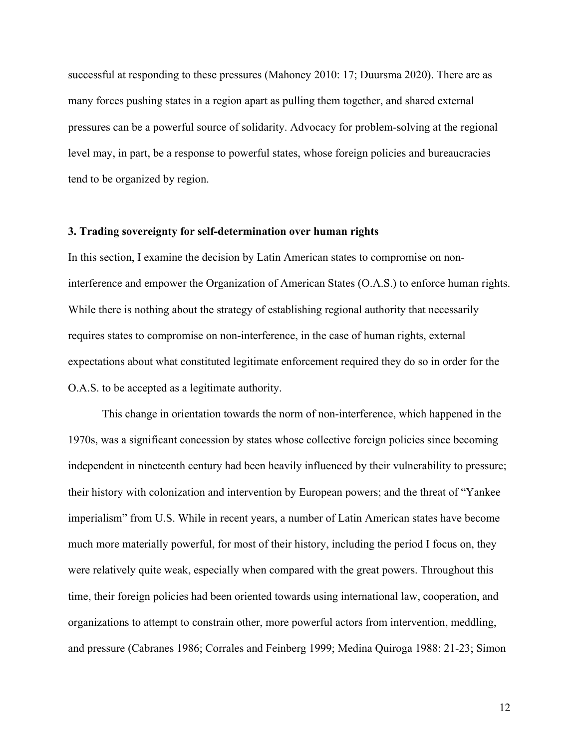successful at responding to these pressures (Mahoney 2010: 17; Duursma 2020). There are as many forces pushing states in a region apart as pulling them together, and shared external pressures can be a powerful source of solidarity. Advocacy for problem-solving at the regional level may, in part, be a response to powerful states, whose foreign policies and bureaucracies tend to be organized by region.

### 3. Trading sovereignty for self-determination over human rights

In this section, I examine the decision by Latin American states to compromise on non-interference and empower the Organization of American States (O.A.S.) to enforce human rights. While there is nothing about the strategy of establishing regional authority that necessarily requires states to compromise on non-interference, in the case of human rights, external expectations about what constituted legitimate enforcement required they do so in order for the O.A.S. to be accepted as a legitimate authority.

This change in orientation towards the norm of non-interference, which happened in the 1970s, was a significant concession by states whose collective foreign policies since becoming independent in nineteenth century had been heavily influenced by their vulnerability to pressure; their history with colonization and intervention by European powers; and the threat of "Yankee imperialism" from U.S. While in recent years, a number of Latin American states have become much more materially powerful, for most of their history, including the period I focus on, they were relatively quite weak, especially when compared with the great powers. Throughout this time, their foreign policies had been oriented towards using international law, cooperation, and organizations to attempt to constrain other, more powerful actors from intervention, meddling, and pressure (Cabranes 1986; Corrales and Feinberg 1999; Medina Quiroga 1988: 21-23; Simon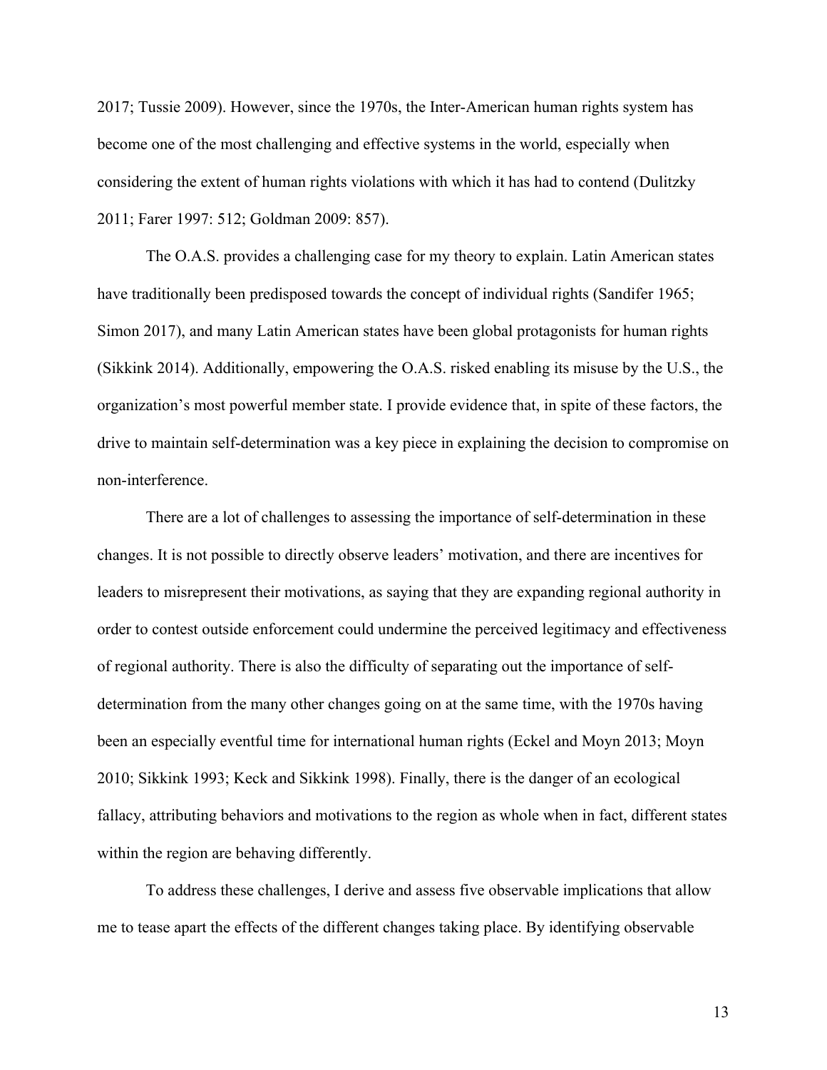2017; Tussie 2009). However, since the 1970s, the Inter-American human rights system has become one of the most challenging and effective systems in the world, especially when considering the extent of human rights violations with which it has had to contend (Dulitzky 2011; Farer 1997: 512; Goldman 2009: 857).

The O.A.S. provides a challenging case for my theory to explain. Latin American states have traditionally been predisposed towards the concept of individual rights (Sandifer 1965; Simon 2017), and many Latin American states have been global protagonists for human rights (Sikkink 2014). Additionally, empowering the O.A.S. risked enabling its misuse by the U.S., the organization's most powerful member state. I provide evidence that, in spite of these factors, the drive to maintain self-determination was a key piece in explaining the decision to compromise on non-interference.

There are a lot of challenges to assessing the importance of self-determination in these changes. It is not possible to directly observe leaders' motivation, and there are incentives for leaders to misrepresent their motivations, as saying that they are expanding regional authority in order to contest outside enforcement could undermine the perceived legitimacy and effectiveness of regional authority. There is also the difficulty of separating out the importance of self-determination from the many other changes going on at the same time, with the 1970s having been an especially eventful time for international human rights (Eckel and Moyn 2013; Moyn 2010; Sikkink 1993; Keck and Sikkink 1998). Finally, there is the danger of an ecological fallacy, attributing behaviors and motivations to the region as whole when in fact, different states within the region are behaving differently.

To address these challenges, I derive and assess five observable implications that allow me to tease apart the effects of the different changes taking place. By identifying observable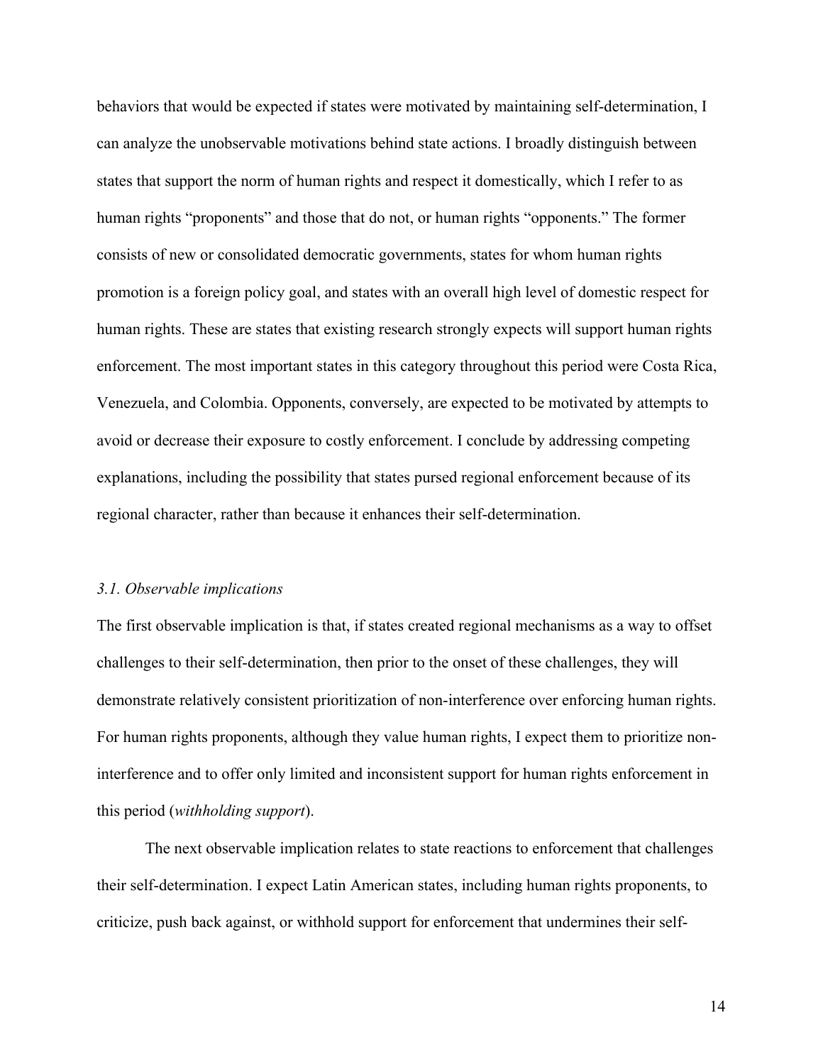behaviors that would be expected if states were motivated by maintaining self-determination, I can analyze the unobservable motivations behind state actions. I broadly distinguish between states that support the norm of human rights and respect it domestically, which I refer to as human rights "proponents" and those that do not, or human rights "opponents." The former consists of new or consolidated democratic governments, states for whom human rights promotion is a foreign policy goal, and states with an overall high level of domestic respect for human rights. These are states that existing research strongly expects will support human rights enforcement. The most important states in this category throughout this period were Costa Rica, Venezuela, and Colombia. Opponents, conversely, are expected to be motivated by attempts to avoid or decrease their exposure to costly enforcement. I conclude by addressing competing explanations, including the possibility that states pursed regional enforcement because of its regional character, rather than because it enhances their self-determination.

### *3.1. Observable implications*

The first observable implication is that, if states created regional mechanisms as a way to offset challenges to their self-determination, then prior to the onset of these challenges, they will demonstrate relatively consistent prioritization of non-interference over enforcing human rights. For human rights proponents, although they value human rights, I expect them to prioritize non-interference and to offer only limited and inconsistent support for human rights enforcement in this period (*withholding support*).

The next observable implication relates to state reactions to enforcement that challenges their self-determination. I expect Latin American states, including human rights proponents, to criticize, push back against, or withhold support for enforcement that undermines their self-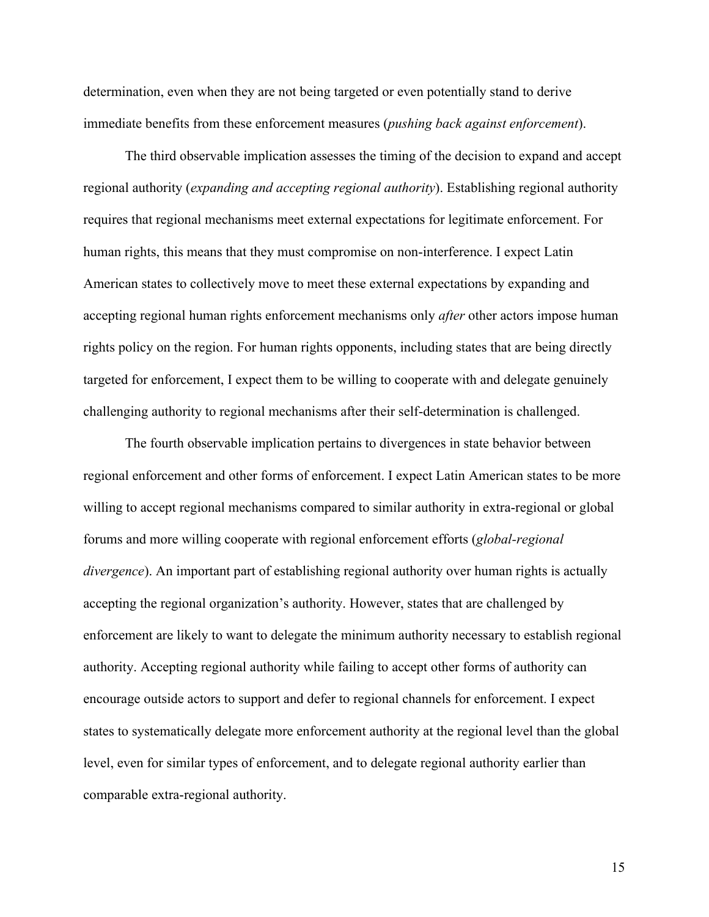determination, even when they are not being targeted or even potentially stand to derive immediate benefits from these enforcement measures (*pushing back against enforcement*).

The third observable implication assesses the timing of the decision to expand and accept regional authority (*expanding and accepting regional authority*). Establishing regional authority requires that regional mechanisms meet external expectations for legitimate enforcement. For human rights, this means that they must compromise on non-interference. I expect Latin American states to collectively move to meet these external expectations by expanding and accepting regional human rights enforcement mechanisms only *after* other actors impose human rights policy on the region. For human rights opponents, including states that are being directly targeted for enforcement, I expect them to be willing to cooperate with and delegate genuinely challenging authority to regional mechanisms after their self-determination is challenged.

The fourth observable implication pertains to divergences in state behavior between regional enforcement and other forms of enforcement. I expect Latin American states to be more willing to accept regional mechanisms compared to similar authority in extra-regional or global forums and more willing cooperate with regional enforcement efforts (*global-regional divergence*). An important part of establishing regional authority over human rights is actually accepting the regional organization's authority. However, states that are challenged by enforcement are likely to want to delegate the minimum authority necessary to establish regional authority. Accepting regional authority while failing to accept other forms of authority can encourage outside actors to support and defer to regional channels for enforcement. I expect states to systematically delegate more enforcement authority at the regional level than the global level, even for similar types of enforcement, and to delegate regional authority earlier than comparable extra-regional authority.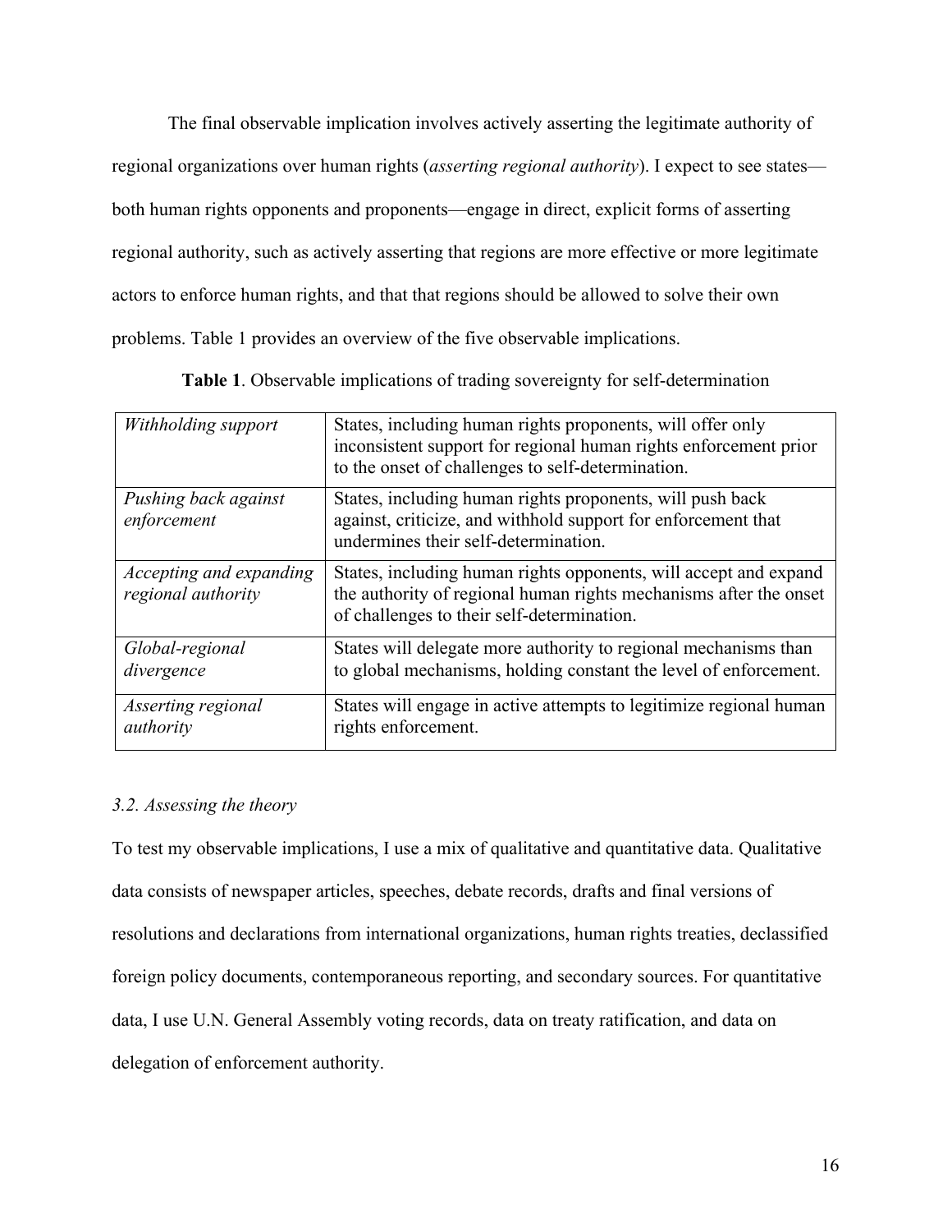The final observable implication involves actively asserting the legitimate authority of regional organizations over human rights (*asserting regional authority*). I expect to see states—both human rights opponents and proponents—engage in direct, explicit forms of asserting regional authority, such as actively asserting that regions are more effective or more legitimate actors to enforce human rights, and that that regions should be allowed to solve their own problems. Table 1 provides an overview of the five observable implications.

**Table 1**. Observable implications of trading sovereignty for self-determination

| | |
|---|---|
| *Withholding support* | States, including human rights proponents, will offer only inconsistent support for regional human rights enforcement prior to the onset of challenges to self-determination. |
| *Pushing back against enforcement* | States, including human rights proponents, will push back against, criticize, and withhold support for enforcement that undermines their self-determination. |
| *Accepting and expanding regional authority* | States, including human rights opponents, will accept and expand the authority of regional human rights mechanisms after the onset of challenges to their self-determination. |
| *Global-regional divergence* | States will delegate more authority to regional mechanisms than to global mechanisms, holding constant the level of enforcement. |
| *Asserting regional authority* | States will engage in active attempts to legitimize regional human rights enforcement. |

### *3.2. Assessing the theory*

To test my observable implications, I use a mix of qualitative and quantitative data. Qualitative data consists of newspaper articles, speeches, debate records, drafts and final versions of resolutions and declarations from international organizations, human rights treaties, declassified foreign policy documents, contemporaneous reporting, and secondary sources. For quantitative data, I use U.N. General Assembly voting records, data on treaty ratification, and data on delegation of enforcement authority.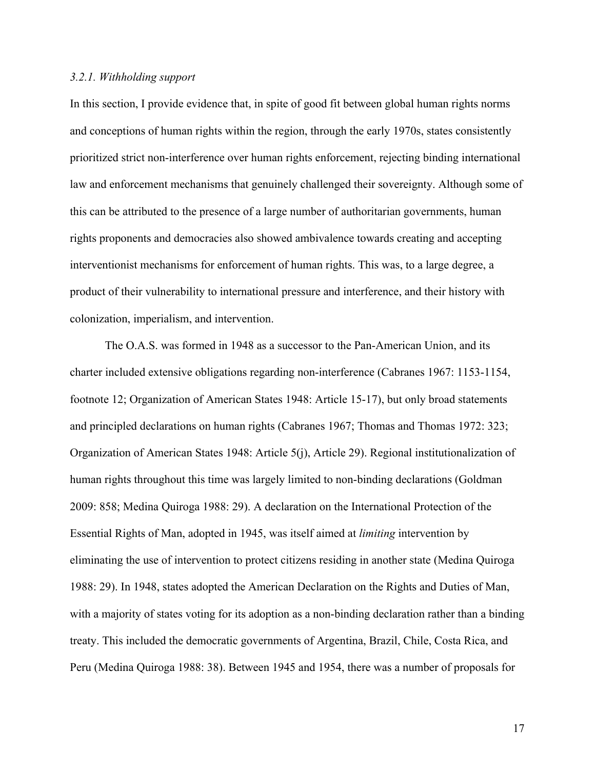### *3.2.1. Withholding support*

In this section, I provide evidence that, in spite of good fit between global human rights norms and conceptions of human rights within the region, through the early 1970s, states consistently prioritized strict non-interference over human rights enforcement, rejecting binding international law and enforcement mechanisms that genuinely challenged their sovereignty. Although some of this can be attributed to the presence of a large number of authoritarian governments, human rights proponents and democracies also showed ambivalence towards creating and accepting interventionist mechanisms for enforcement of human rights. This was, to a large degree, a product of their vulnerability to international pressure and interference, and their history with colonization, imperialism, and intervention.

The O.A.S. was formed in 1948 as a successor to the Pan-American Union, and its charter included extensive obligations regarding non-interference (Cabranes 1967: 1153-1154, footnote 12; Organization of American States 1948: Article 15-17), but only broad statements and principled declarations on human rights (Cabranes 1967; Thomas and Thomas 1972: 323; Organization of American States 1948: Article 5(j), Article 29). Regional institutionalization of human rights throughout this time was largely limited to non-binding declarations (Goldman 2009: 858; Medina Quiroga 1988: 29). A declaration on the International Protection of the Essential Rights of Man, adopted in 1945, was itself aimed at *limiting* intervention by eliminating the use of intervention to protect citizens residing in another state (Medina Quiroga 1988: 29). In 1948, states adopted the American Declaration on the Rights and Duties of Man, with a majority of states voting for its adoption as a non-binding declaration rather than a binding treaty. This included the democratic governments of Argentina, Brazil, Chile, Costa Rica, and Peru (Medina Quiroga 1988: 38). Between 1945 and 1954, there was a number of proposals for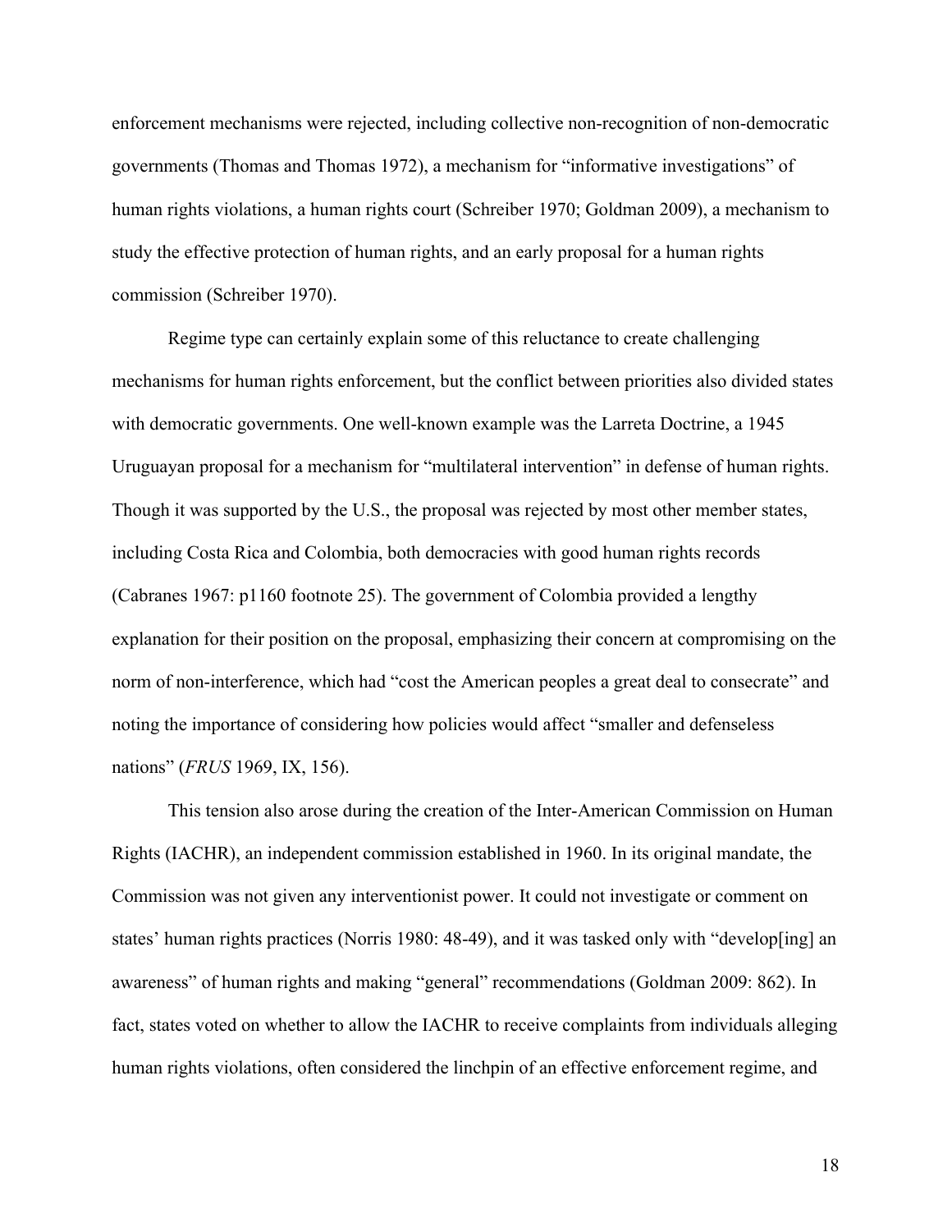enforcement mechanisms were rejected, including collective non-recognition of non-democratic governments (Thomas and Thomas 1972), a mechanism for "informative investigations" of human rights violations, a human rights court (Schreiber 1970; Goldman 2009), a mechanism to study the effective protection of human rights, and an early proposal for a human rights commission (Schreiber 1970).

Regime type can certainly explain some of this reluctance to create challenging mechanisms for human rights enforcement, but the conflict between priorities also divided states with democratic governments. One well-known example was the Larreta Doctrine, a 1945 Uruguayan proposal for a mechanism for "multilateral intervention" in defense of human rights. Though it was supported by the U.S., the proposal was rejected by most other member states, including Costa Rica and Colombia, both democracies with good human rights records (Cabranes 1967: p1160 footnote 25). The government of Colombia provided a lengthy explanation for their position on the proposal, emphasizing their concern at compromising on the norm of non-interference, which had "cost the American peoples a great deal to consecrate" and noting the importance of considering how policies would affect "smaller and defenseless nations" (*FRUS* 1969, IX, 156).

This tension also arose during the creation of the Inter-American Commission on Human Rights (IACHR), an independent commission established in 1960. In its original mandate, the Commission was not given any interventionist power. It could not investigate or comment on states' human rights practices (Norris 1980: 48-49), and it was tasked only with "develop[ing] an awareness" of human rights and making "general" recommendations (Goldman 2009: 862). In fact, states voted on whether to allow the IACHR to receive complaints from individuals alleging human rights violations, often considered the linchpin of an effective enforcement regime, and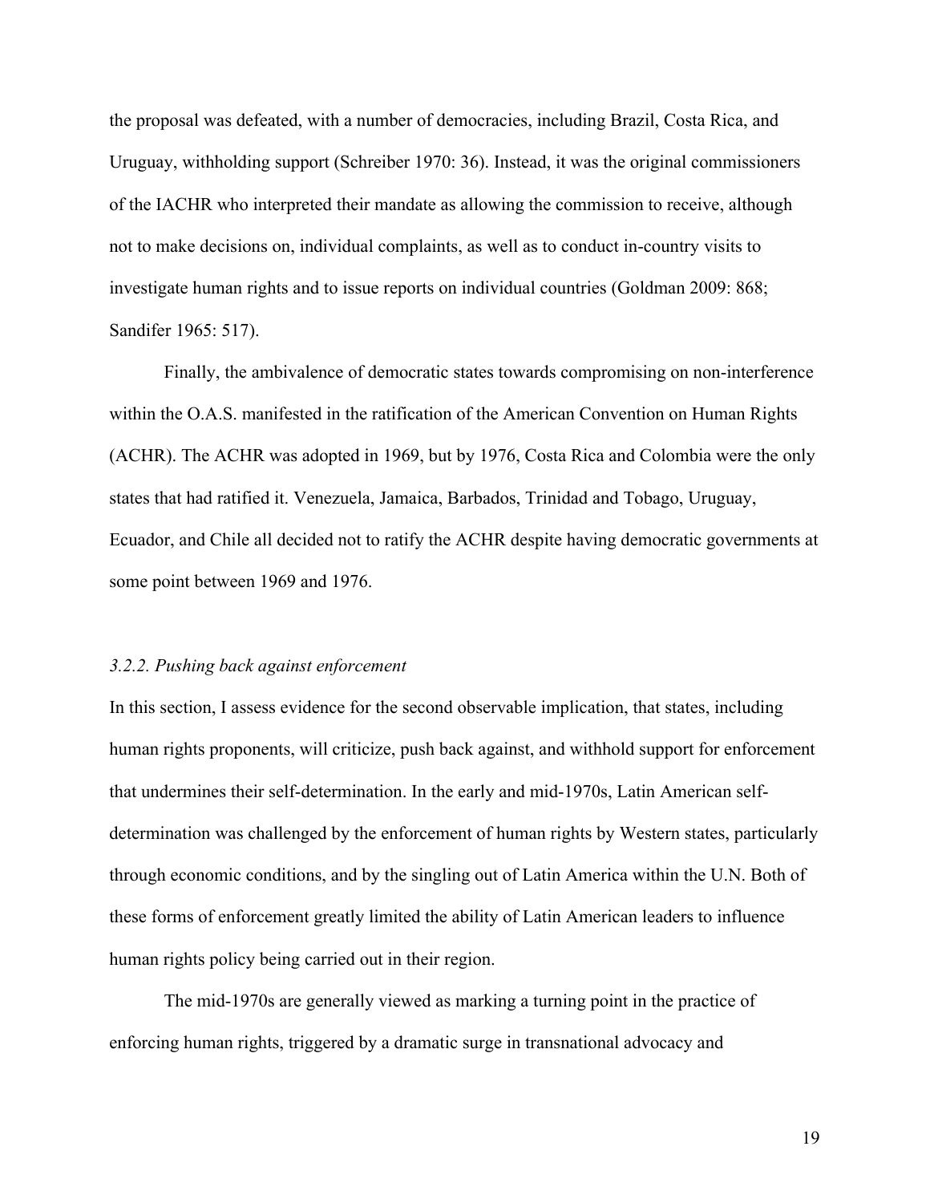the proposal was defeated, with a number of democracies, including Brazil, Costa Rica, and Uruguay, withholding support (Schreiber 1970: 36). Instead, it was the original commissioners of the IACHR who interpreted their mandate as allowing the commission to receive, although not to make decisions on, individual complaints, as well as to conduct in-country visits to investigate human rights and to issue reports on individual countries (Goldman 2009: 868; Sandifer 1965: 517).

Finally, the ambivalence of democratic states towards compromising on non-interference within the O.A.S. manifested in the ratification of the American Convention on Human Rights (ACHR). The ACHR was adopted in 1969, but by 1976, Costa Rica and Colombia were the only states that had ratified it. Venezuela, Jamaica, Barbados, Trinidad and Tobago, Uruguay, Ecuador, and Chile all decided not to ratify the ACHR despite having democratic governments at some point between 1969 and 1976.

### *3.2.2. Pushing back against enforcement*

In this section, I assess evidence for the second observable implication, that states, including human rights proponents, will criticize, push back against, and withhold support for enforcement that undermines their self-determination. In the early and mid-1970s, Latin American self-determination was challenged by the enforcement of human rights by Western states, particularly through economic conditions, and by the singling out of Latin America within the U.N. Both of these forms of enforcement greatly limited the ability of Latin American leaders to influence human rights policy being carried out in their region.

The mid-1970s are generally viewed as marking a turning point in the practice of enforcing human rights, triggered by a dramatic surge in transnational advocacy and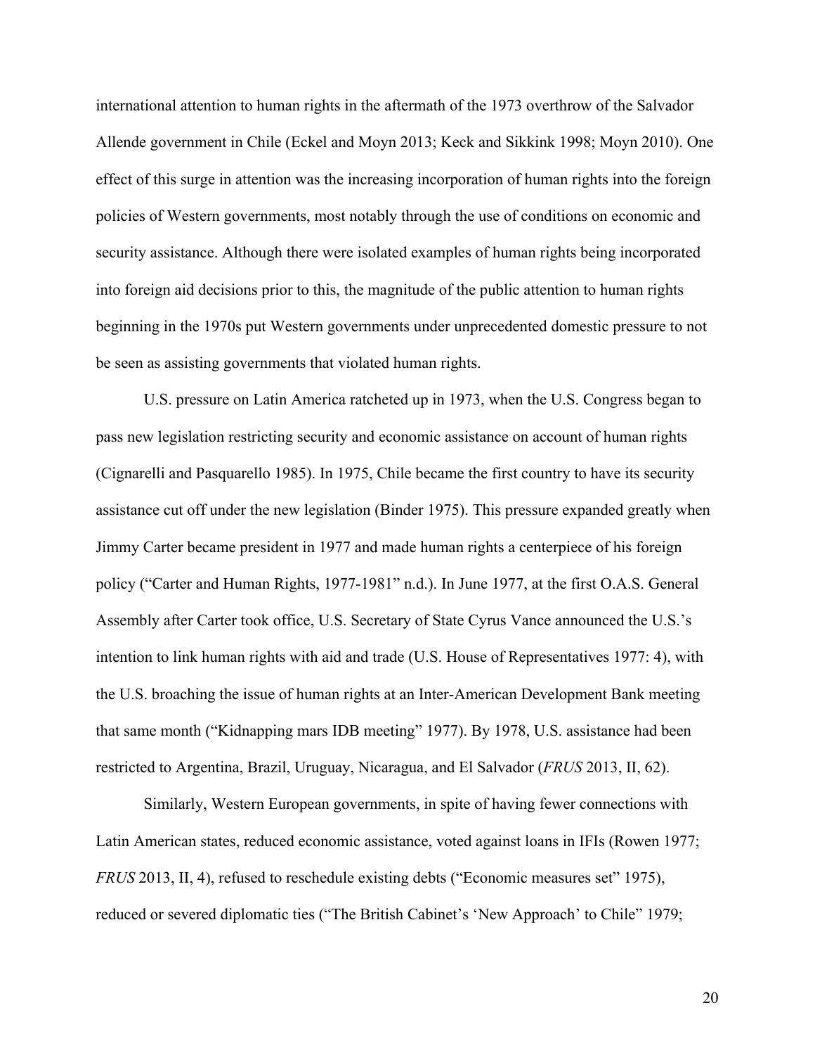international attention to human rights in the aftermath of the 1973 overthrow of the Salvador Allende government in Chile (Eckel and Moyn 2013; Keck and Sikkink 1998; Moyn 2010). One effect of this surge in attention was the increasing incorporation of human rights into the foreign policies of Western governments, most notably through the use of conditions on economic and security assistance. Although there were isolated examples of human rights being incorporated into foreign aid decisions prior to this, the magnitude of the public attention to human rights beginning in the 1970s put Western governments under unprecedented domestic pressure to not be seen as assisting governments that violated human rights.

U.S. pressure on Latin America ratcheted up in 1973, when the U.S. Congress began to pass new legislation restricting security and economic assistance on account of human rights (Cignarelli and Pasquarello 1985). In 1975, Chile became the first country to have its security assistance cut off under the new legislation (Binder 1975). This pressure expanded greatly when Jimmy Carter became president in 1977 and made human rights a centerpiece of his foreign policy ("Carter and Human Rights, 1977-1981" n.d.). In June 1977, at the first O.A.S. General Assembly after Carter took office, U.S. Secretary of State Cyrus Vance announced the U.S.'s intention to link human rights with aid and trade (U.S. House of Representatives 1977: 4), with the U.S. broaching the issue of human rights at an Inter-American Development Bank meeting that same month ("Kidnapping mars IDB meeting" 1977). By 1978, U.S. assistance had been restricted to Argentina, Brazil, Uruguay, Nicaragua, and El Salvador (*FRUS* 2013, II, 62).

Similarly, Western European governments, in spite of having fewer connections with Latin American states, reduced economic assistance, voted against loans in IFIs (Rowen 1977; *FRUS* 2013, II, 4), refused to reschedule existing debts ("Economic measures set" 1975), reduced or severed diplomatic ties ("The British Cabinet's 'New Approach' to Chile" 1979;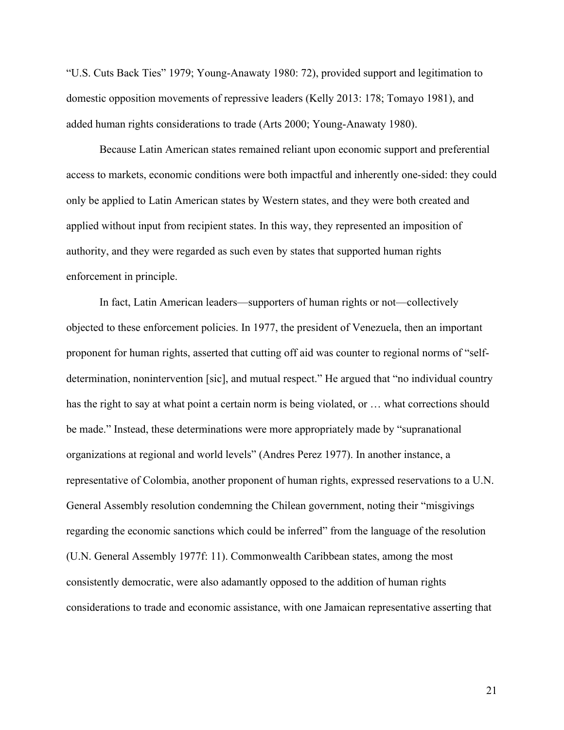"U.S. Cuts Back Ties" 1979; Young-Anawaty 1980: 72), provided support and legitimation to domestic opposition movements of repressive leaders (Kelly 2013: 178; Tomayo 1981), and added human rights considerations to trade (Arts 2000; Young-Anawaty 1980).

Because Latin American states remained reliant upon economic support and preferential access to markets, economic conditions were both impactful and inherently one-sided: they could only be applied to Latin American states by Western states, and they were both created and applied without input from recipient states. In this way, they represented an imposition of authority, and they were regarded as such even by states that supported human rights enforcement in principle.

In fact, Latin American leaders—supporters of human rights or not—collectively objected to these enforcement policies. In 1977, the president of Venezuela, then an important proponent for human rights, asserted that cutting off aid was counter to regional norms of "self-determination, nonintervention [sic], and mutual respect." He argued that "no individual country has the right to say at what point a certain norm is being violated, or … what corrections should be made." Instead, these determinations were more appropriately made by "supranational organizations at regional and world levels" (Andres Perez 1977). In another instance, a representative of Colombia, another proponent of human rights, expressed reservations to a U.N. General Assembly resolution condemning the Chilean government, noting their "misgivings regarding the economic sanctions which could be inferred" from the language of the resolution (U.N. General Assembly 1977f: 11). Commonwealth Caribbean states, among the most consistently democratic, were also adamantly opposed to the addition of human rights considerations to trade and economic assistance, with one Jamaican representative asserting that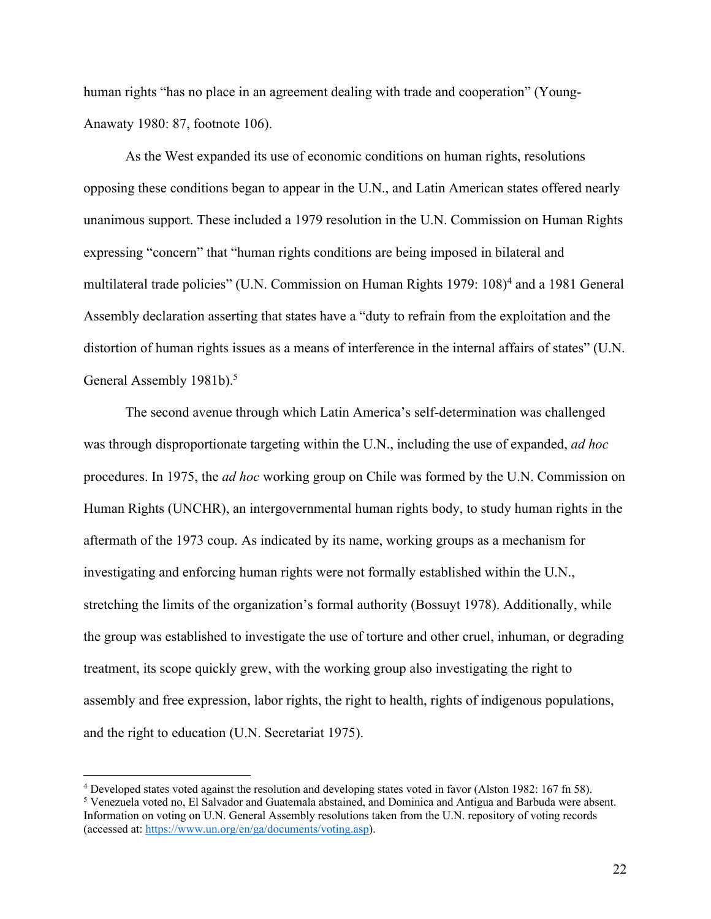human rights "has no place in an agreement dealing with trade and cooperation" (Young-Anawaty 1980: 87, footnote 106).

As the West expanded its use of economic conditions on human rights, resolutions opposing these conditions began to appear in the U.N., and Latin American states offered nearly unanimous support. These included a 1979 resolution in the U.N. Commission on Human Rights expressing "concern" that "human rights conditions are being imposed in bilateral and multilateral trade policies" (U.N. Commission on Human Rights 1979: 108)[4] and a 1981 General Assembly declaration asserting that states have a "duty to refrain from the exploitation and the distortion of human rights issues as a means of interference in the internal affairs of states" (U.N. General Assembly 1981b).[5]

The second avenue through which Latin America's self-determination was challenged was through disproportionate targeting within the U.N., including the use of expanded, *ad hoc* procedures. In 1975, the *ad hoc* working group on Chile was formed by the U.N. Commission on Human Rights (UNCHR), an intergovernmental human rights body, to study human rights in the aftermath of the 1973 coup. As indicated by its name, working groups as a mechanism for investigating and enforcing human rights were not formally established within the U.N., stretching the limits of the organization's formal authority (Bossuyt 1978). Additionally, while the group was established to investigate the use of torture and other cruel, inhuman, or degrading treatment, its scope quickly grew, with the working group also investigating the right to assembly and free expression, labor rights, the right to health, rights of indigenous populations, and the right to education (U.N. Secretariat 1975).

---

[4] Developed states voted against the resolution and developing states voted in favor (Alston 1982: 167 fn 58).

[5] Venezuela voted no, El Salvador and Guatemala abstained, and Dominica and Antigua and Barbuda were absent. Information on voting on U.N. General Assembly resolutions taken from the U.N. repository of voting records (accessed at: https://www.un.org/en/ga/documents/voting.asp).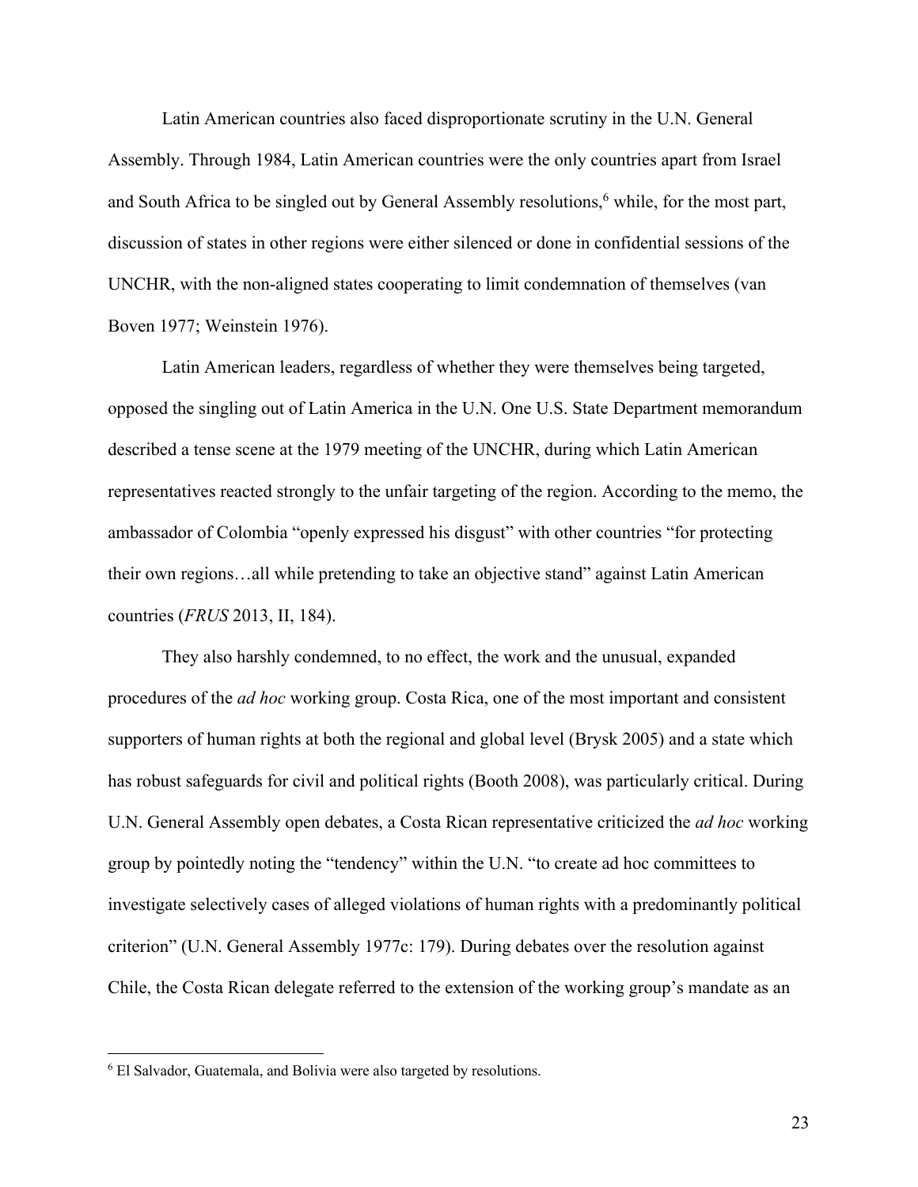Latin American countries also faced disproportionate scrutiny in the U.N. General Assembly. Through 1984, Latin American countries were the only countries apart from Israel and South Africa to be singled out by General Assembly resolutions,[6] while, for the most part, discussion of states in other regions were either silenced or done in confidential sessions of the UNCHR, with the non-aligned states cooperating to limit condemnation of themselves (van Boven 1977; Weinstein 1976).

Latin American leaders, regardless of whether they were themselves being targeted, opposed the singling out of Latin America in the U.N. One U.S. State Department memorandum described a tense scene at the 1979 meeting of the UNCHR, during which Latin American representatives reacted strongly to the unfair targeting of the region. According to the memo, the ambassador of Colombia "openly expressed his disgust" with other countries "for protecting their own regions…all while pretending to take an objective stand" against Latin American countries (*FRUS* 2013, II, 184).

They also harshly condemned, to no effect, the work and the unusual, expanded procedures of the *ad hoc* working group. Costa Rica, one of the most important and consistent supporters of human rights at both the regional and global level (Brysk 2005) and a state which has robust safeguards for civil and political rights (Booth 2008), was particularly critical. During U.N. General Assembly open debates, a Costa Rican representative criticized the *ad hoc* working group by pointedly noting the "tendency" within the U.N. "to create ad hoc committees to investigate selectively cases of alleged violations of human rights with a predominantly political criterion" (U.N. General Assembly 1977c: 179). During debates over the resolution against Chile, the Costa Rican delegate referred to the extension of the working group's mandate as an

---

[6] El Salvador, Guatemala, and Bolivia were also targeted by resolutions.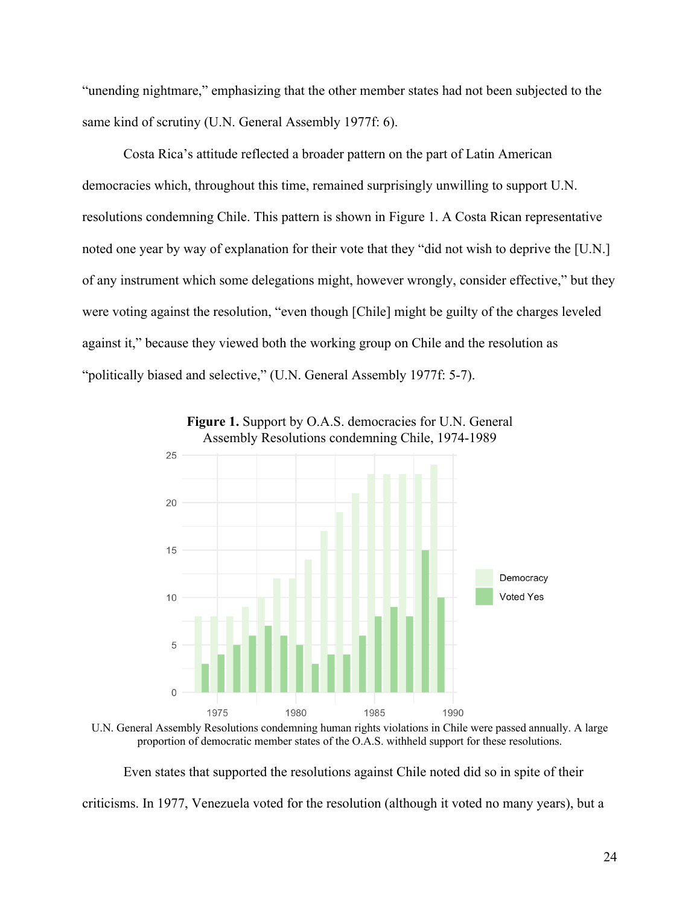"unending nightmare," emphasizing that the other member states had not been subjected to the same kind of scrutiny (U.N. General Assembly 1977f: 6).

Costa Rica's attitude reflected a broader pattern on the part of Latin American democracies which, throughout this time, remained surprisingly unwilling to support U.N. resolutions condemning Chile. This pattern is shown in Figure 1. A Costa Rican representative noted one year by way of explanation for their vote that they "did not wish to deprive the [U.N.] of any instrument which some delegations might, however wrongly, consider effective," but they were voting against the resolution, "even though [Chile] might be guilty of the charges leveled against it," because they viewed both the working group on Chile and the resolution as "politically biased and selective," (U.N. General Assembly 1977f: 5-7).

**Figure 1.** Support by O.A.S. democracies for U.N. General Assembly Resolutions condemning Chile, 1974-1989

U.N. General Assembly Resolutions condemning human rights violations in Chile were passed annually. A large proportion of democratic member states of the O.A.S. withheld support for these resolutions.

Even states that supported the resolutions against Chile noted did so in spite of their criticisms. In 1977, Venezuela voted for the resolution (although it voted no many years), but a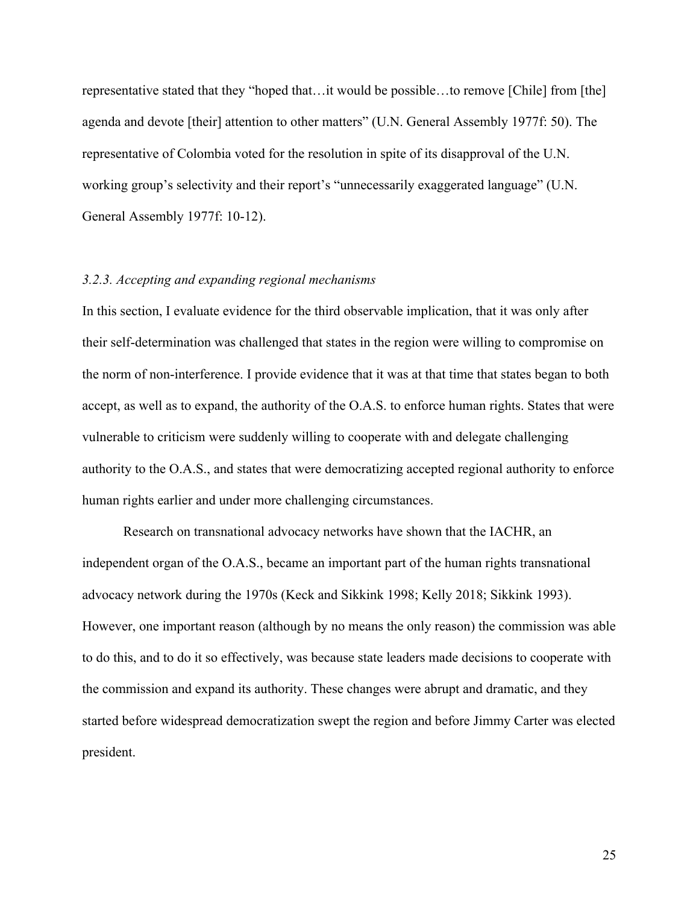representative stated that they "hoped that…it would be possible…to remove [Chile] from [the] agenda and devote [their] attention to other matters" (U.N. General Assembly 1977f: 50). The representative of Colombia voted for the resolution in spite of its disapproval of the U.N. working group's selectivity and their report's "unnecessarily exaggerated language" (U.N. General Assembly 1977f: 10-12).

### *3.2.3. Accepting and expanding regional mechanisms*

In this section, I evaluate evidence for the third observable implication, that it was only after their self-determination was challenged that states in the region were willing to compromise on the norm of non-interference. I provide evidence that it was at that time that states began to both accept, as well as to expand, the authority of the O.A.S. to enforce human rights. States that were vulnerable to criticism were suddenly willing to cooperate with and delegate challenging authority to the O.A.S., and states that were democratizing accepted regional authority to enforce human rights earlier and under more challenging circumstances.

Research on transnational advocacy networks have shown that the IACHR, an independent organ of the O.A.S., became an important part of the human rights transnational advocacy network during the 1970s (Keck and Sikkink 1998; Kelly 2018; Sikkink 1993). However, one important reason (although by no means the only reason) the commission was able to do this, and to do it so effectively, was because state leaders made decisions to cooperate with the commission and expand its authority. These changes were abrupt and dramatic, and they started before widespread democratization swept the region and before Jimmy Carter was elected president.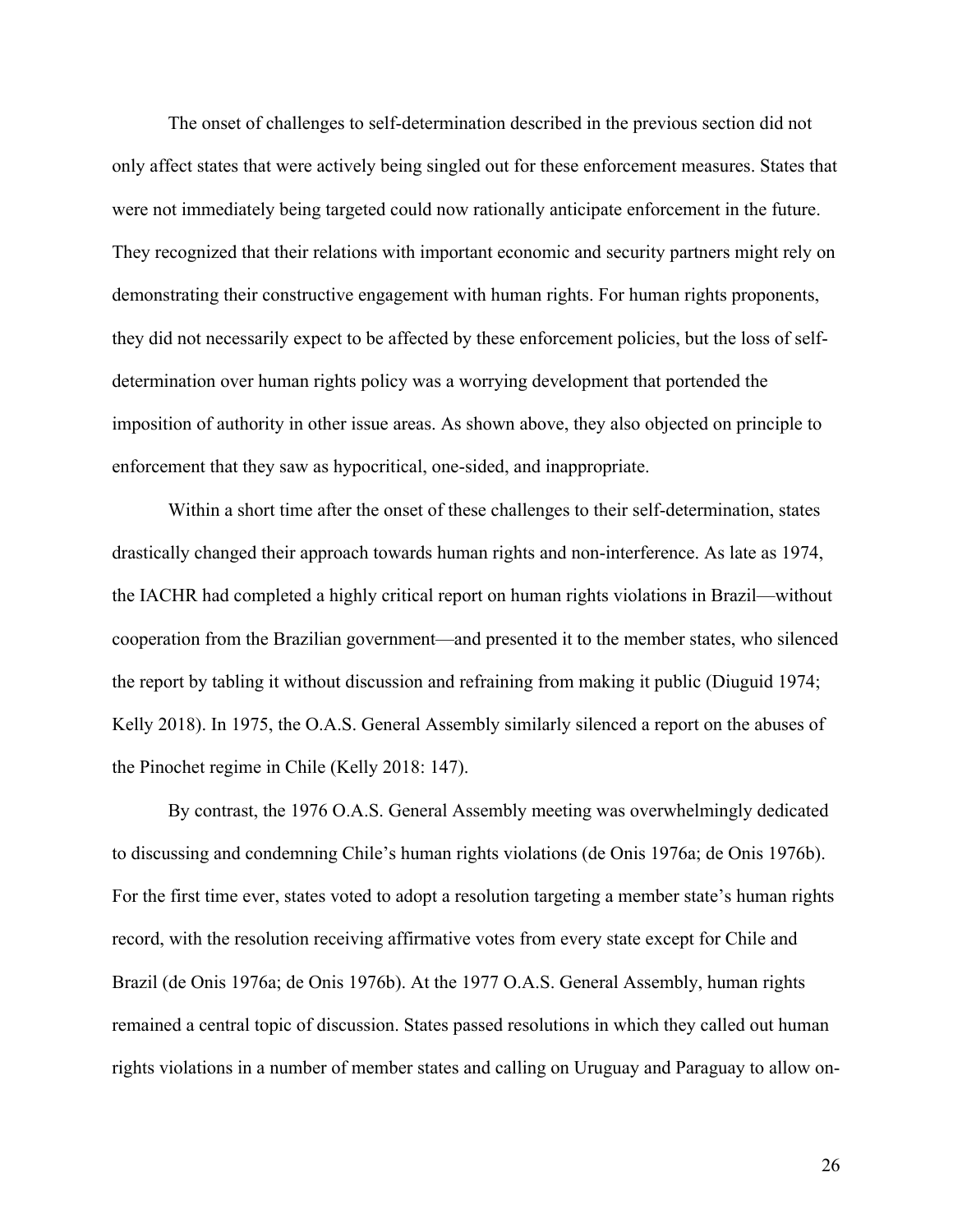The onset of challenges to self-determination described in the previous section did not only affect states that were actively being singled out for these enforcement measures. States that were not immediately being targeted could now rationally anticipate enforcement in the future. They recognized that their relations with important economic and security partners might rely on demonstrating their constructive engagement with human rights. For human rights proponents, they did not necessarily expect to be affected by these enforcement policies, but the loss of self-determination over human rights policy was a worrying development that portended the imposition of authority in other issue areas. As shown above, they also objected on principle to enforcement that they saw as hypocritical, one-sided, and inappropriate.

Within a short time after the onset of these challenges to their self-determination, states drastically changed their approach towards human rights and non-interference. As late as 1974, the IACHR had completed a highly critical report on human rights violations in Brazil—without cooperation from the Brazilian government—and presented it to the member states, who silenced the report by tabling it without discussion and refraining from making it public (Diuguid 1974; Kelly 2018). In 1975, the O.A.S. General Assembly similarly silenced a report on the abuses of the Pinochet regime in Chile (Kelly 2018: 147).

By contrast, the 1976 O.A.S. General Assembly meeting was overwhelmingly dedicated to discussing and condemning Chile's human rights violations (de Onis 1976a; de Onis 1976b). For the first time ever, states voted to adopt a resolution targeting a member state's human rights record, with the resolution receiving affirmative votes from every state except for Chile and Brazil (de Onis 1976a; de Onis 1976b). At the 1977 O.A.S. General Assembly, human rights remained a central topic of discussion. States passed resolutions in which they called out human rights violations in a number of member states and calling on Uruguay and Paraguay to allow on-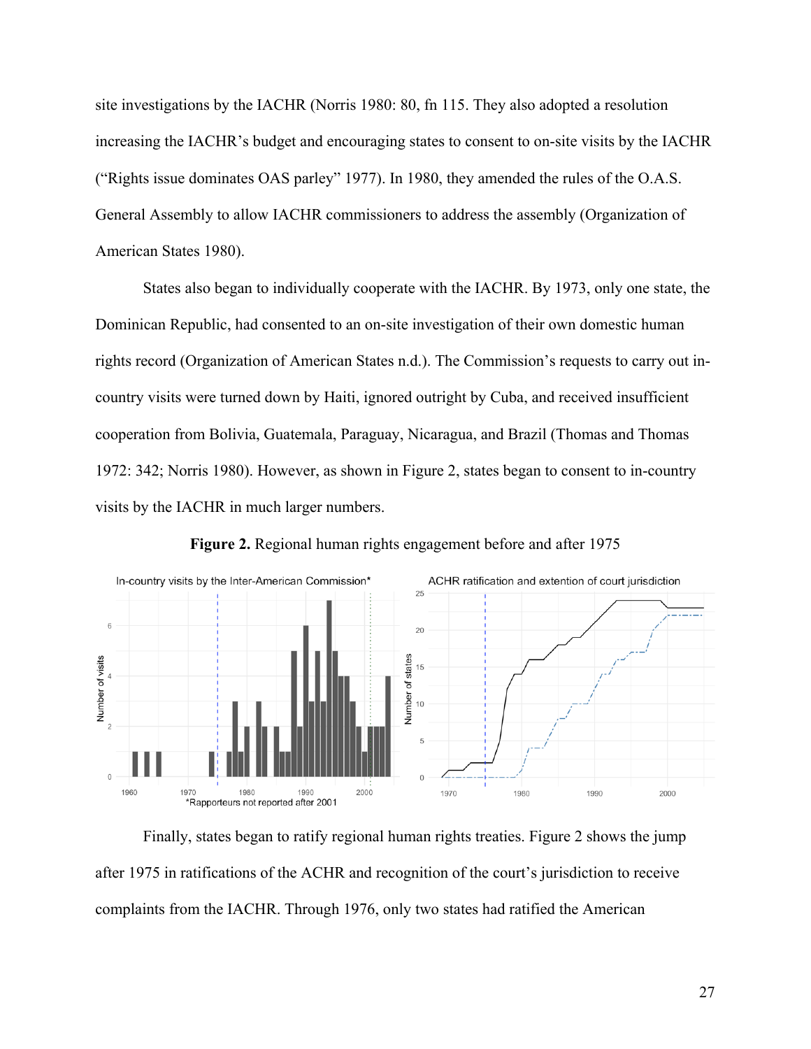site investigations by the IACHR (Norris 1980: 80, fn 115. They also adopted a resolution increasing the IACHR's budget and encouraging states to consent to on-site visits by the IACHR ("Rights issue dominates OAS parley" 1977). In 1980, they amended the rules of the O.A.S. General Assembly to allow IACHR commissioners to address the assembly (Organization of American States 1980).

States also began to individually cooperate with the IACHR. By 1973, only one state, the Dominican Republic, had consented to an on-site investigation of their own domestic human rights record (Organization of American States n.d.). The Commission's requests to carry out in-country visits were turned down by Haiti, ignored outright by Cuba, and received insufficient cooperation from Bolivia, Guatemala, Paraguay, Nicaragua, and Brazil (Thomas and Thomas 1972: 342; Norris 1980). However, as shown in Figure 2, states began to consent to in-country visits by the IACHR in much larger numbers.

**Figure 2.** Regional human rights engagement before and after 1975

Finally, states began to ratify regional human rights treaties. Figure 2 shows the jump after 1975 in ratifications of the ACHR and recognition of the court's jurisdiction to receive complaints from the IACHR. Through 1976, only two states had ratified the American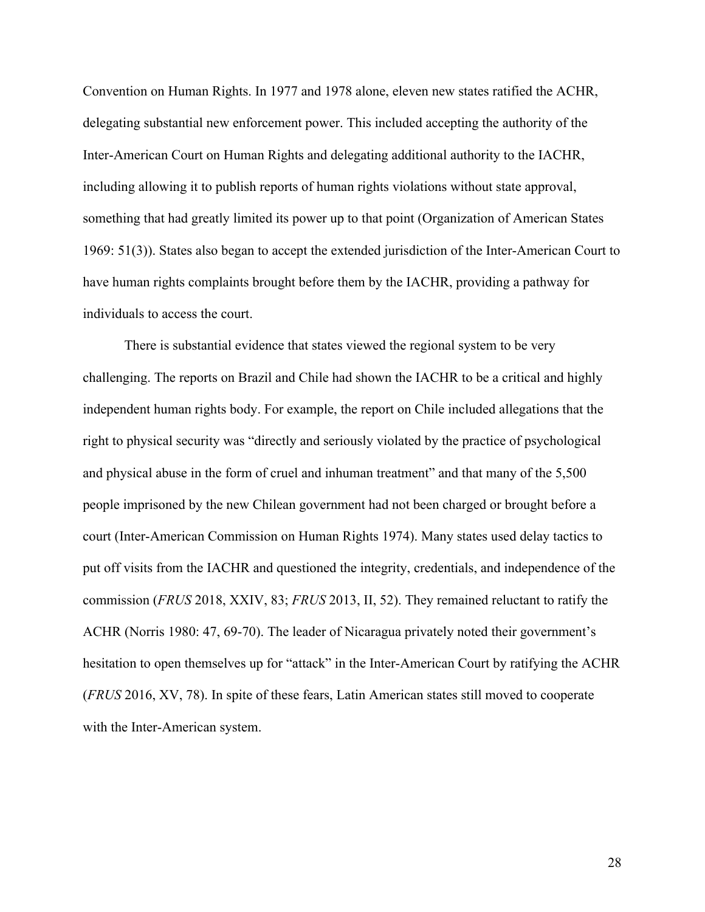Convention on Human Rights. In 1977 and 1978 alone, eleven new states ratified the ACHR, delegating substantial new enforcement power. This included accepting the authority of the Inter-American Court on Human Rights and delegating additional authority to the IACHR, including allowing it to publish reports of human rights violations without state approval, something that had greatly limited its power up to that point (Organization of American States 1969: 51(3)). States also began to accept the extended jurisdiction of the Inter-American Court to have human rights complaints brought before them by the IACHR, providing a pathway for individuals to access the court.

There is substantial evidence that states viewed the regional system to be very challenging. The reports on Brazil and Chile had shown the IACHR to be a critical and highly independent human rights body. For example, the report on Chile included allegations that the right to physical security was "directly and seriously violated by the practice of psychological and physical abuse in the form of cruel and inhuman treatment" and that many of the 5,500 people imprisoned by the new Chilean government had not been charged or brought before a court (Inter-American Commission on Human Rights 1974). Many states used delay tactics to put off visits from the IACHR and questioned the integrity, credentials, and independence of the commission (*FRUS* 2018, XXIV, 83; *FRUS* 2013, II, 52). They remained reluctant to ratify the ACHR (Norris 1980: 47, 69-70). The leader of Nicaragua privately noted their government's hesitation to open themselves up for "attack" in the Inter-American Court by ratifying the ACHR (*FRUS* 2016, XV, 78). In spite of these fears, Latin American states still moved to cooperate with the Inter-American system.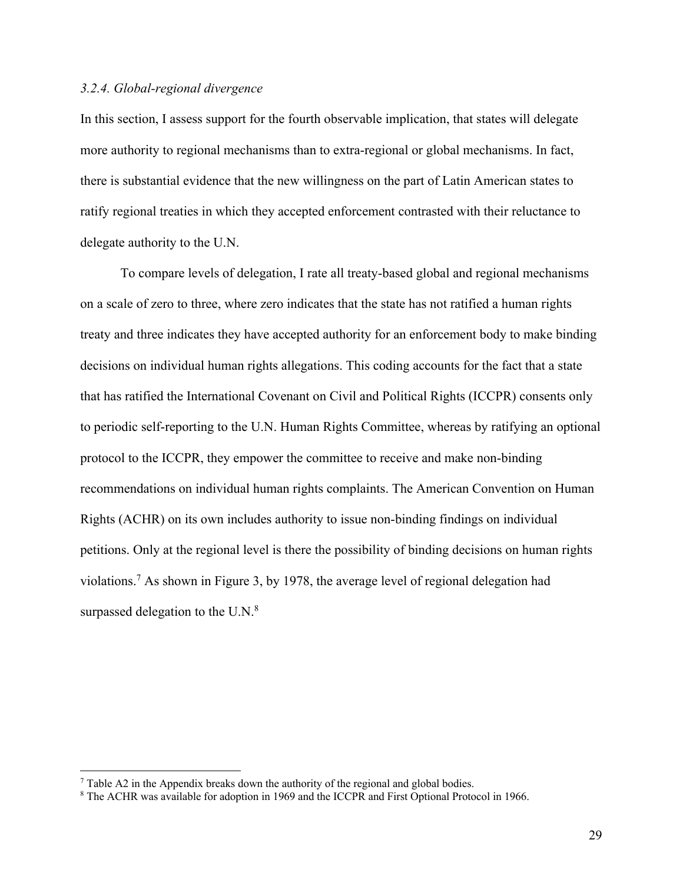### *3.2.4. Global-regional divergence*

In this section, I assess support for the fourth observable implication, that states will delegate more authority to regional mechanisms than to extra-regional or global mechanisms. In fact, there is substantial evidence that the new willingness on the part of Latin American states to ratify regional treaties in which they accepted enforcement contrasted with their reluctance to delegate authority to the U.N.

To compare levels of delegation, I rate all treaty-based global and regional mechanisms on a scale of zero to three, where zero indicates that the state has not ratified a human rights treaty and three indicates they have accepted authority for an enforcement body to make binding decisions on individual human rights allegations. This coding accounts for the fact that a state that has ratified the International Covenant on Civil and Political Rights (ICCPR) consents only to periodic self-reporting to the U.N. Human Rights Committee, whereas by ratifying an optional protocol to the ICCPR, they empower the committee to receive and make non-binding recommendations on individual human rights complaints. The American Convention on Human Rights (ACHR) on its own includes authority to issue non-binding findings on individual petitions. Only at the regional level is there the possibility of binding decisions on human rights violations.[7] As shown in Figure 3, by 1978, the average level of regional delegation had surpassed delegation to the U.N.[8]

[7] Table A2 in the Appendix breaks down the authority of the regional and global bodies.

[8] The ACHR was available for adoption in 1969 and the ICCPR and First Optional Protocol in 1966.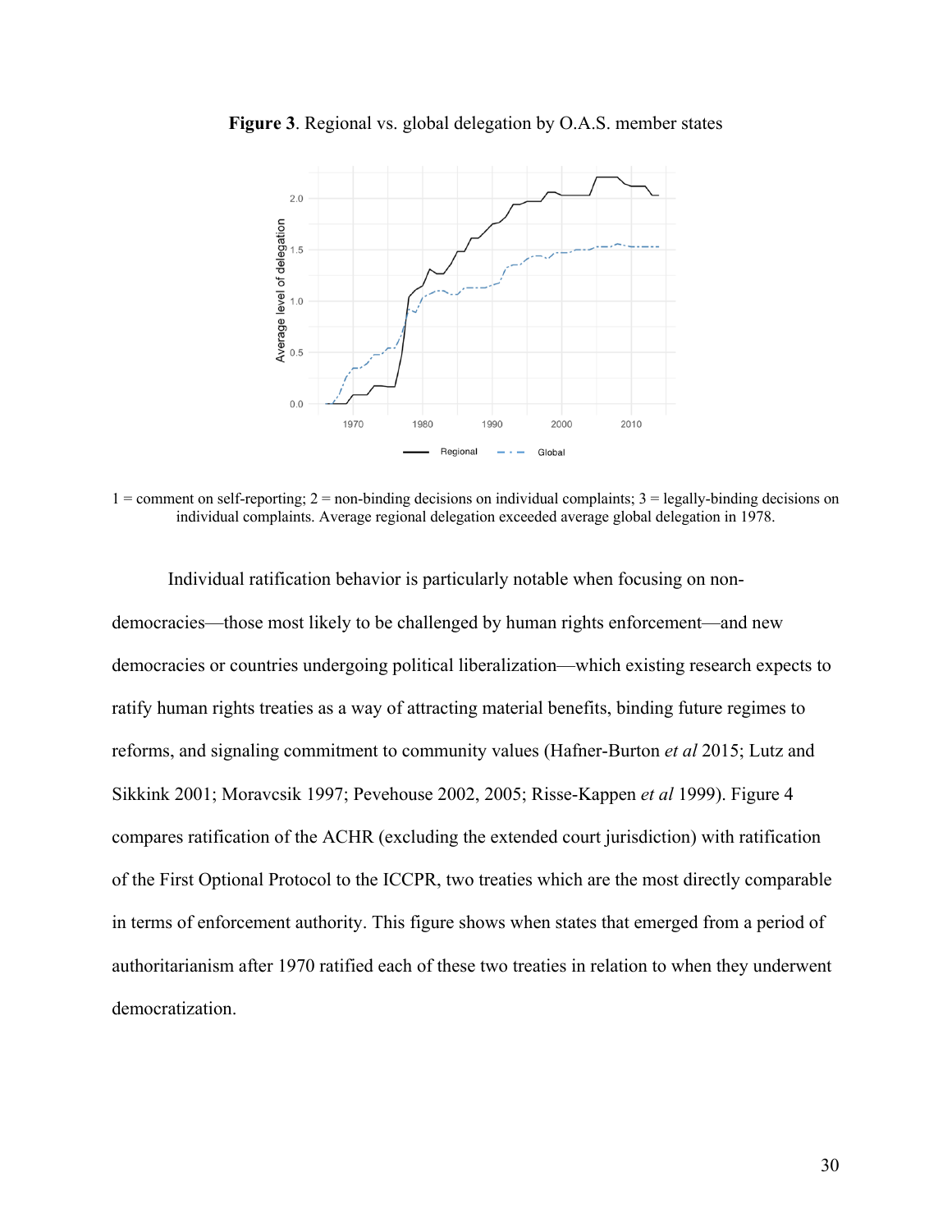**Figure 3**. Regional vs. global delegation by O.A.S. member states

1 = comment on self-reporting; 2 = non-binding decisions on individual complaints; 3 = legally-binding decisions on individual complaints. Average regional delegation exceeded average global delegation in 1978.

Individual ratification behavior is particularly notable when focusing on non-democracies—those most likely to be challenged by human rights enforcement—and new democracies or countries undergoing political liberalization—which existing research expects to ratify human rights treaties as a way of attracting material benefits, binding future regimes to reforms, and signaling commitment to community values (Hafner-Burton *et al* 2015; Lutz and Sikkink 2001; Moravcsik 1997; Pevehouse 2002, 2005; Risse-Kappen *et al* 1999). Figure 4 compares ratification of the ACHR (excluding the extended court jurisdiction) with ratification of the First Optional Protocol to the ICCPR, two treaties which are the most directly comparable in terms of enforcement authority. This figure shows when states that emerged from a period of authoritarianism after 1970 ratified each of these two treaties in relation to when they underwent democratization.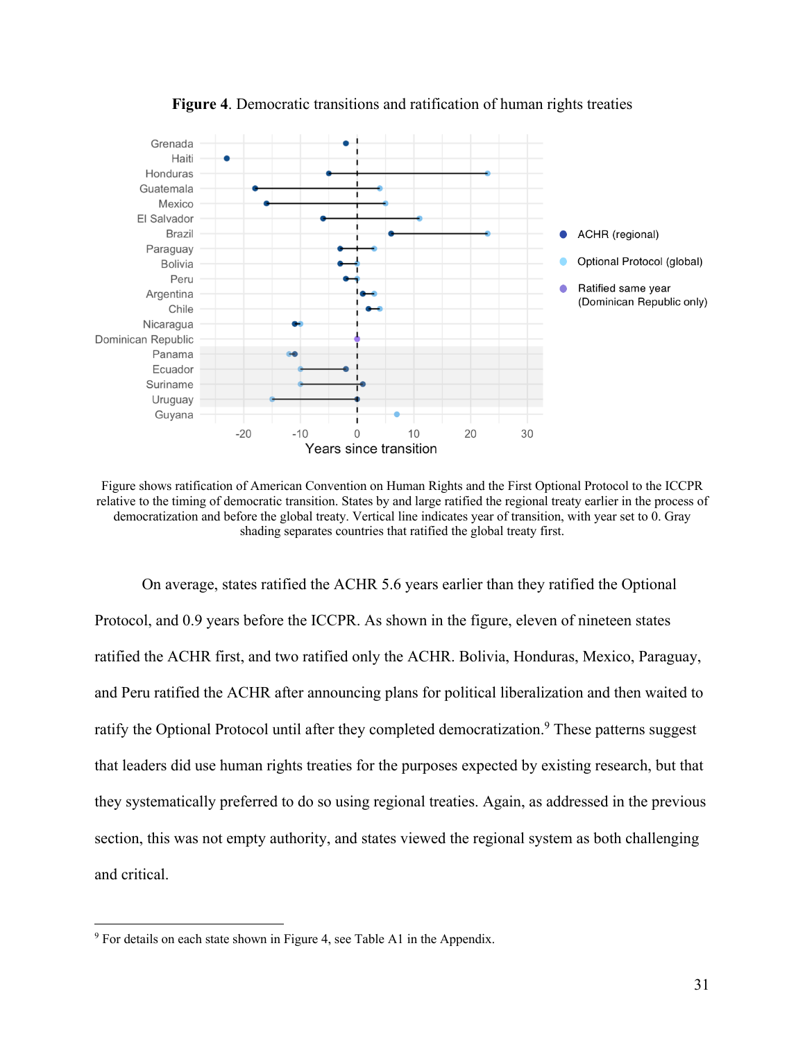**Figure 4**. Democratic transitions and ratification of human rights treaties

Figure shows ratification of American Convention on Human Rights and the First Optional Protocol to the ICCPR relative to the timing of democratic transition. States by and large ratified the regional treaty earlier in the process of democratization and before the global treaty. Vertical line indicates year of transition, with year set to 0. Gray shading separates countries that ratified the global treaty first.

On average, states ratified the ACHR 5.6 years earlier than they ratified the Optional Protocol, and 0.9 years before the ICCPR. As shown in the figure, eleven of nineteen states ratified the ACHR first, and two ratified only the ACHR. Bolivia, Honduras, Mexico, Paraguay, and Peru ratified the ACHR after announcing plans for political liberalization and then waited to ratify the Optional Protocol until after they completed democratization.[9] These patterns suggest that leaders did use human rights treaties for the purposes expected by existing research, but that they systematically preferred to do so using regional treaties. Again, as addressed in the previous section, this was not empty authority, and states viewed the regional system as both challenging and critical.

[9] For details on each state shown in Figure 4, see Table A1 in the Appendix.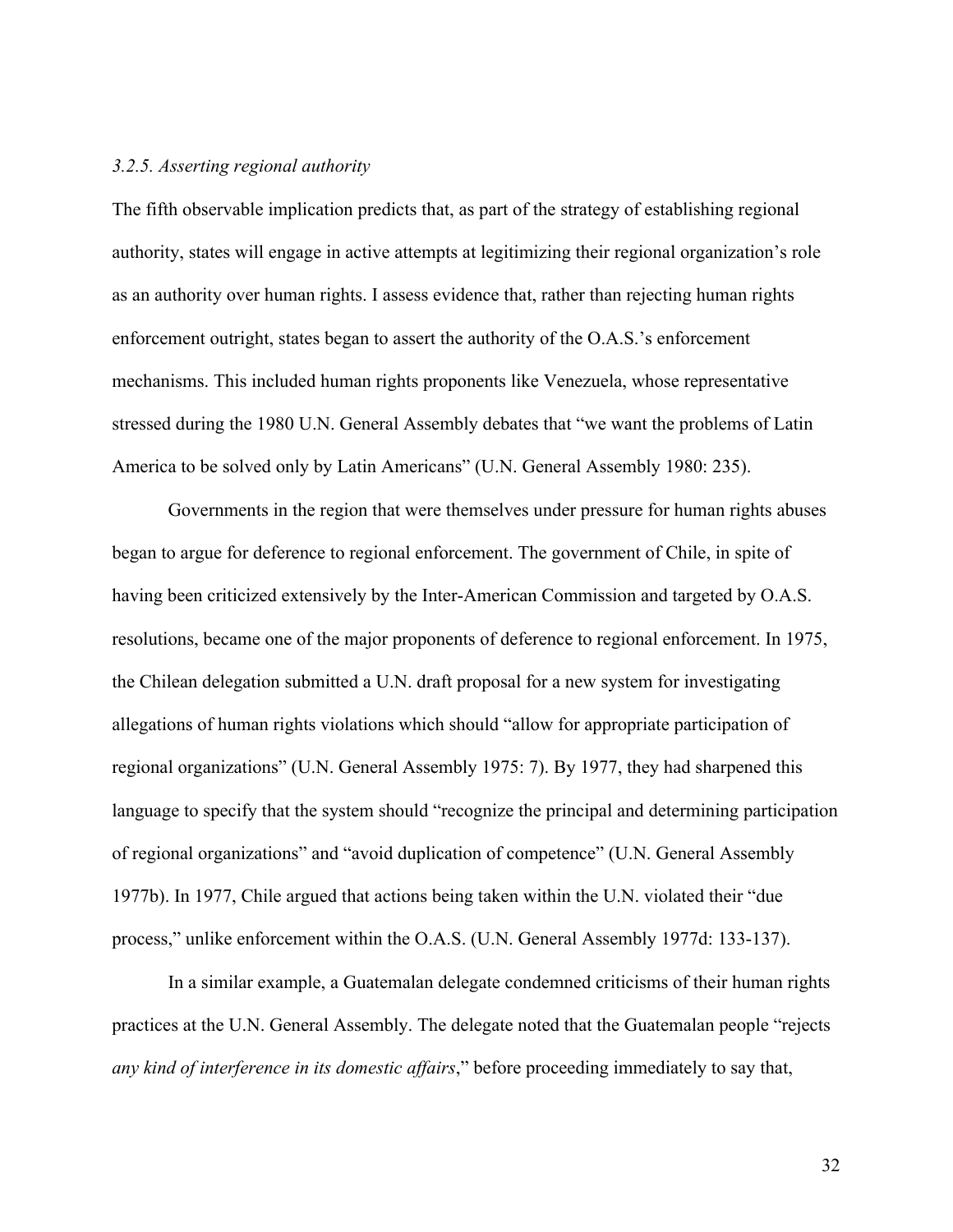### *3.2.5. Asserting regional authority*

The fifth observable implication predicts that, as part of the strategy of establishing regional authority, states will engage in active attempts at legitimizing their regional organization's role as an authority over human rights. I assess evidence that, rather than rejecting human rights enforcement outright, states began to assert the authority of the O.A.S.'s enforcement mechanisms. This included human rights proponents like Venezuela, whose representative stressed during the 1980 U.N. General Assembly debates that "we want the problems of Latin America to be solved only by Latin Americans" (U.N. General Assembly 1980: 235).

Governments in the region that were themselves under pressure for human rights abuses began to argue for deference to regional enforcement. The government of Chile, in spite of having been criticized extensively by the Inter-American Commission and targeted by O.A.S. resolutions, became one of the major proponents of deference to regional enforcement. In 1975, the Chilean delegation submitted a U.N. draft proposal for a new system for investigating allegations of human rights violations which should "allow for appropriate participation of regional organizations" (U.N. General Assembly 1975: 7). By 1977, they had sharpened this language to specify that the system should "recognize the principal and determining participation of regional organizations" and "avoid duplication of competence" (U.N. General Assembly 1977b). In 1977, Chile argued that actions being taken within the U.N. violated their "due process," unlike enforcement within the O.A.S. (U.N. General Assembly 1977d: 133-137).

In a similar example, a Guatemalan delegate condemned criticisms of their human rights practices at the U.N. General Assembly. The delegate noted that the Guatemalan people "rejects *any kind of interference in its domestic affairs*," before proceeding immediately to say that,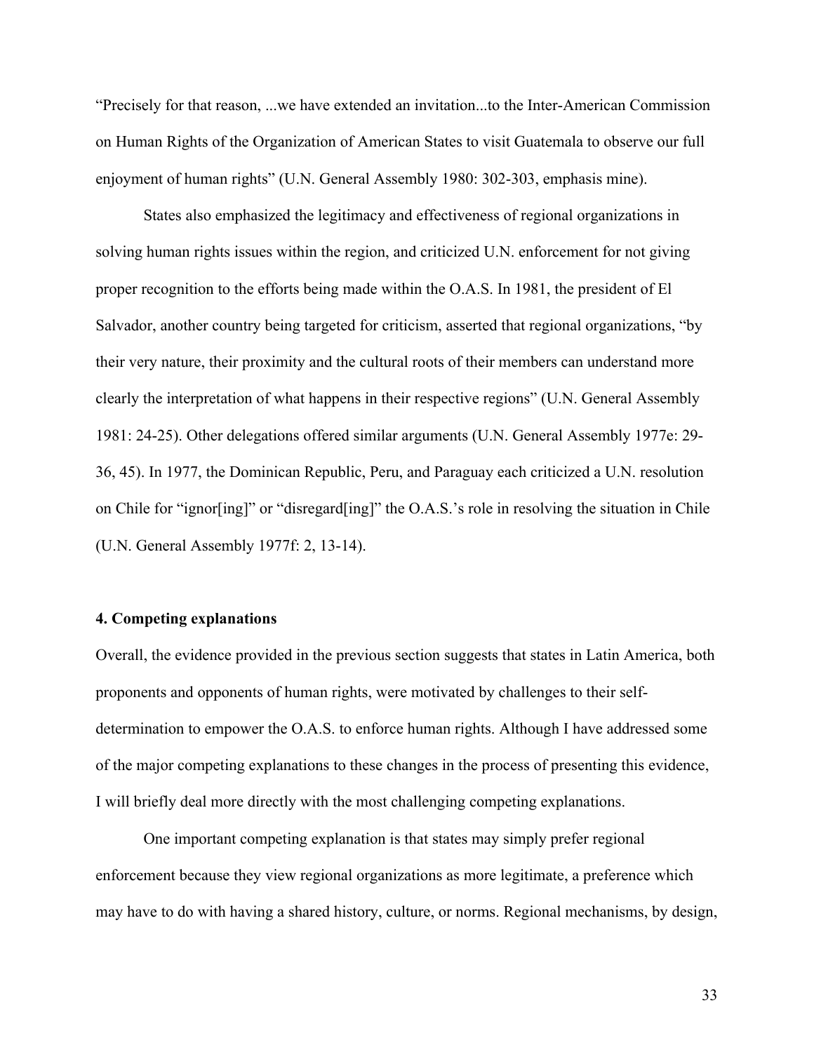"Precisely for that reason, ...we have extended an invitation...to the Inter-American Commission on Human Rights of the Organization of American States to visit Guatemala to observe our full enjoyment of human rights" (U.N. General Assembly 1980: 302-303, emphasis mine).

States also emphasized the legitimacy and effectiveness of regional organizations in solving human rights issues within the region, and criticized U.N. enforcement for not giving proper recognition to the efforts being made within the O.A.S. In 1981, the president of El Salvador, another country being targeted for criticism, asserted that regional organizations, "by their very nature, their proximity and the cultural roots of their members can understand more clearly the interpretation of what happens in their respective regions" (U.N. General Assembly 1981: 24-25). Other delegations offered similar arguments (U.N. General Assembly 1977e: 29-36, 45). In 1977, the Dominican Republic, Peru, and Paraguay each criticized a U.N. resolution on Chile for "ignor[ing]" or "disregard[ing]" the O.A.S.'s role in resolving the situation in Chile (U.N. General Assembly 1977f: 2, 13-14).

#### 4. Competing explanations

Overall, the evidence provided in the previous section suggests that states in Latin America, both proponents and opponents of human rights, were motivated by challenges to their self-determination to empower the O.A.S. to enforce human rights. Although I have addressed some of the major competing explanations to these changes in the process of presenting this evidence, I will briefly deal more directly with the most challenging competing explanations.

One important competing explanation is that states may simply prefer regional enforcement because they view regional organizations as more legitimate, a preference which may have to do with having a shared history, culture, or norms. Regional mechanisms, by design,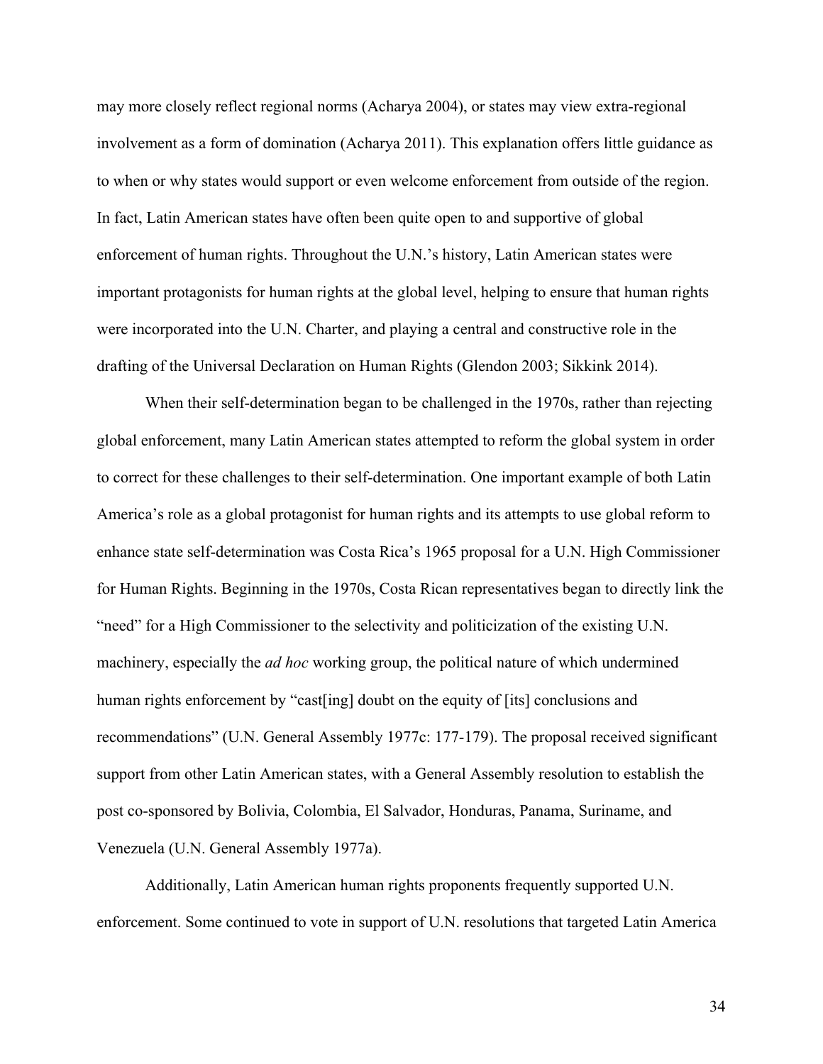may more closely reflect regional norms (Acharya 2004), or states may view extra-regional involvement as a form of domination (Acharya 2011). This explanation offers little guidance as to when or why states would support or even welcome enforcement from outside of the region. In fact, Latin American states have often been quite open to and supportive of global enforcement of human rights. Throughout the U.N.'s history, Latin American states were important protagonists for human rights at the global level, helping to ensure that human rights were incorporated into the U.N. Charter, and playing a central and constructive role in the drafting of the Universal Declaration on Human Rights (Glendon 2003; Sikkink 2014).

When their self-determination began to be challenged in the 1970s, rather than rejecting global enforcement, many Latin American states attempted to reform the global system in order to correct for these challenges to their self-determination. One important example of both Latin America's role as a global protagonist for human rights and its attempts to use global reform to enhance state self-determination was Costa Rica's 1965 proposal for a U.N. High Commissioner for Human Rights. Beginning in the 1970s, Costa Rican representatives began to directly link the "need" for a High Commissioner to the selectivity and politicization of the existing U.N. machinery, especially the *ad hoc* working group, the political nature of which undermined human rights enforcement by "cast[ing] doubt on the equity of [its] conclusions and recommendations" (U.N. General Assembly 1977c: 177-179). The proposal received significant support from other Latin American states, with a General Assembly resolution to establish the post co-sponsored by Bolivia, Colombia, El Salvador, Honduras, Panama, Suriname, and Venezuela (U.N. General Assembly 1977a).

Additionally, Latin American human rights proponents frequently supported U.N. enforcement. Some continued to vote in support of U.N. resolutions that targeted Latin America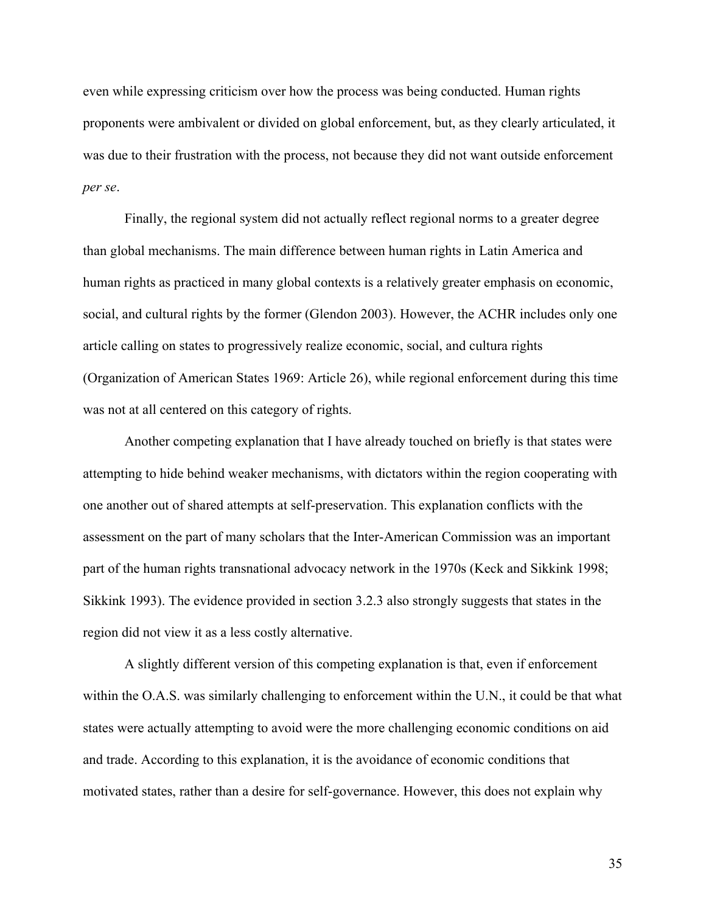even while expressing criticism over how the process was being conducted. Human rights proponents were ambivalent or divided on global enforcement, but, as they clearly articulated, it was due to their frustration with the process, not because they did not want outside enforcement *per se*.

Finally, the regional system did not actually reflect regional norms to a greater degree than global mechanisms. The main difference between human rights in Latin America and human rights as practiced in many global contexts is a relatively greater emphasis on economic, social, and cultural rights by the former (Glendon 2003). However, the ACHR includes only one article calling on states to progressively realize economic, social, and cultura rights (Organization of American States 1969: Article 26), while regional enforcement during this time was not at all centered on this category of rights.

Another competing explanation that I have already touched on briefly is that states were attempting to hide behind weaker mechanisms, with dictators within the region cooperating with one another out of shared attempts at self-preservation. This explanation conflicts with the assessment on the part of many scholars that the Inter-American Commission was an important part of the human rights transnational advocacy network in the 1970s (Keck and Sikkink 1998; Sikkink 1993). The evidence provided in section 3.2.3 also strongly suggests that states in the region did not view it as a less costly alternative.

A slightly different version of this competing explanation is that, even if enforcement within the O.A.S. was similarly challenging to enforcement within the U.N., it could be that what states were actually attempting to avoid were the more challenging economic conditions on aid and trade. According to this explanation, it is the avoidance of economic conditions that motivated states, rather than a desire for self-governance. However, this does not explain why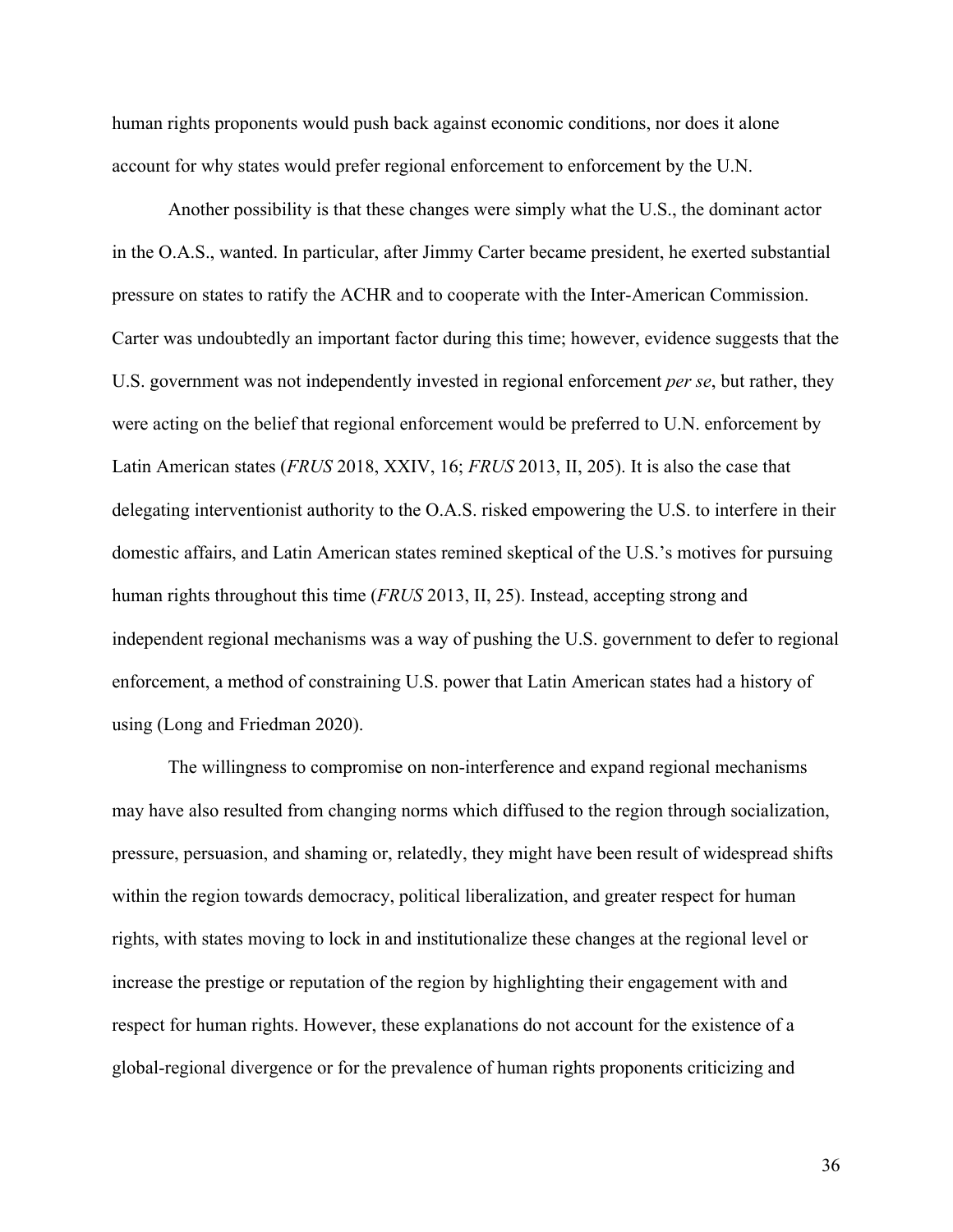human rights proponents would push back against economic conditions, nor does it alone account for why states would prefer regional enforcement to enforcement by the U.N.

Another possibility is that these changes were simply what the U.S., the dominant actor in the O.A.S., wanted. In particular, after Jimmy Carter became president, he exerted substantial pressure on states to ratify the ACHR and to cooperate with the Inter-American Commission. Carter was undoubtedly an important factor during this time; however, evidence suggests that the U.S. government was not independently invested in regional enforcement *per se*, but rather, they were acting on the belief that regional enforcement would be preferred to U.N. enforcement by Latin American states (*FRUS* 2018, XXIV, 16; *FRUS* 2013, II, 205). It is also the case that delegating interventionist authority to the O.A.S. risked empowering the U.S. to interfere in their domestic affairs, and Latin American states remined skeptical of the U.S.'s motives for pursuing human rights throughout this time (*FRUS* 2013, II, 25). Instead, accepting strong and independent regional mechanisms was a way of pushing the U.S. government to defer to regional enforcement, a method of constraining U.S. power that Latin American states had a history of using (Long and Friedman 2020).

The willingness to compromise on non-interference and expand regional mechanisms may have also resulted from changing norms which diffused to the region through socialization, pressure, persuasion, and shaming or, relatedly, they might have been result of widespread shifts within the region towards democracy, political liberalization, and greater respect for human rights, with states moving to lock in and institutionalize these changes at the regional level or increase the prestige or reputation of the region by highlighting their engagement with and respect for human rights. However, these explanations do not account for the existence of a global-regional divergence or for the prevalence of human rights proponents criticizing and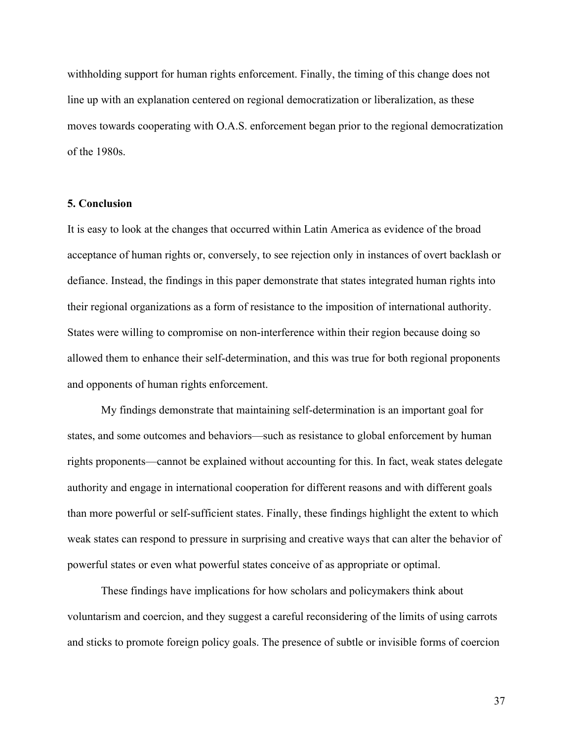withholding support for human rights enforcement. Finally, the timing of this change does not line up with an explanation centered on regional democratization or liberalization, as these moves towards cooperating with O.A.S. enforcement began prior to the regional democratization of the 1980s.

## 5. Conclusion

It is easy to look at the changes that occurred within Latin America as evidence of the broad acceptance of human rights or, conversely, to see rejection only in instances of overt backlash or defiance. Instead, the findings in this paper demonstrate that states integrated human rights into their regional organizations as a form of resistance to the imposition of international authority. States were willing to compromise on non-interference within their region because doing so allowed them to enhance their self-determination, and this was true for both regional proponents and opponents of human rights enforcement.

My findings demonstrate that maintaining self-determination is an important goal for states, and some outcomes and behaviors—such as resistance to global enforcement by human rights proponents—cannot be explained without accounting for this. In fact, weak states delegate authority and engage in international cooperation for different reasons and with different goals than more powerful or self-sufficient states. Finally, these findings highlight the extent to which weak states can respond to pressure in surprising and creative ways that can alter the behavior of powerful states or even what powerful states conceive of as appropriate or optimal.

These findings have implications for how scholars and policymakers think about voluntarism and coercion, and they suggest a careful reconsidering of the limits of using carrots and sticks to promote foreign policy goals. The presence of subtle or invisible forms of coercion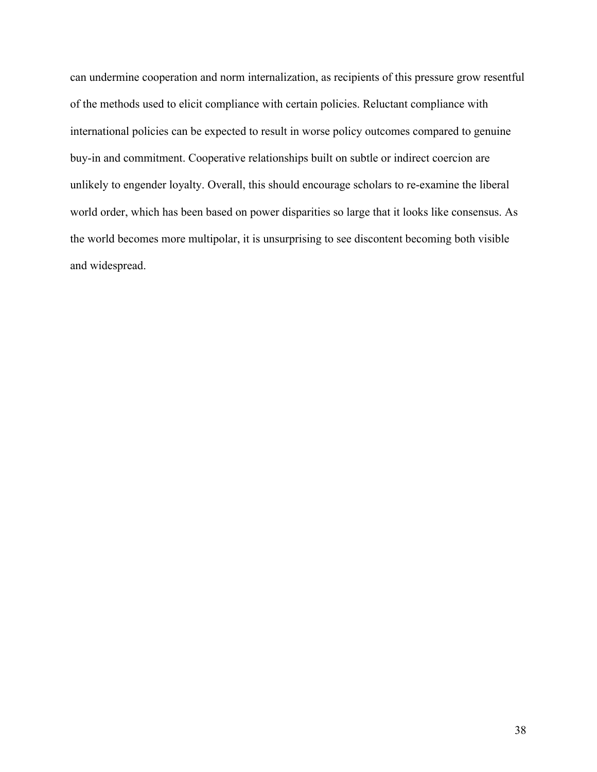can undermine cooperation and norm internalization, as recipients of this pressure grow resentful of the methods used to elicit compliance with certain policies. Reluctant compliance with international policies can be expected to result in worse policy outcomes compared to genuine buy-in and commitment. Cooperative relationships built on subtle or indirect coercion are unlikely to engender loyalty. Overall, this should encourage scholars to re-examine the liberal world order, which has been based on power disparities so large that it looks like consensus. As the world becomes more multipolar, it is unsurprising to see discontent becoming both visible and widespread.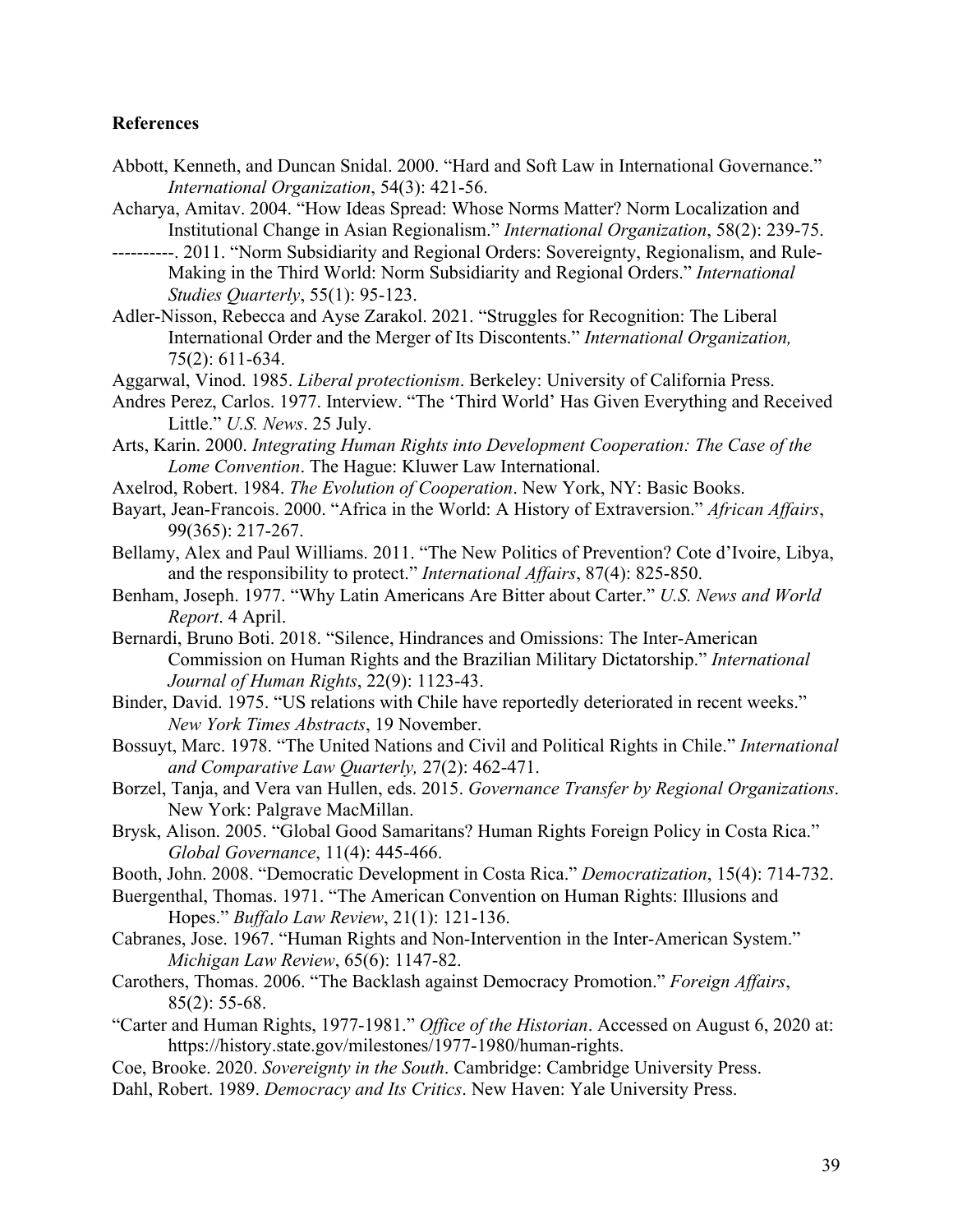# References

Abbott, Kenneth, and Duncan Snidal. 2000. "Hard and Soft Law in International Governance." *International Organization*, 54(3): 421-56.

Acharya, Amitav. 2004. "How Ideas Spread: Whose Norms Matter? Norm Localization and Institutional Change in Asian Regionalism." *International Organization*, 58(2): 239-75.

----------. 2011. "Norm Subsidiarity and Regional Orders: Sovereignty, Regionalism, and Rule-Making in the Third World: Norm Subsidiarity and Regional Orders." *International Studies Quarterly*, 55(1): 95-123.

Adler-Nisson, Rebecca and Ayse Zarakol. 2021. "Struggles for Recognition: The Liberal International Order and the Merger of Its Discontents." *International Organization,* 75(2): 611-634.

Aggarwal, Vinod. 1985. *Liberal protectionism*. Berkeley: University of California Press.

Andres Perez, Carlos. 1977. Interview. "The 'Third World' Has Given Everything and Received Little." *U.S. News*. 25 July.

Arts, Karin. 2000. *Integrating Human Rights into Development Cooperation: The Case of the Lome Convention*. The Hague: Kluwer Law International.

Axelrod, Robert. 1984. *The Evolution of Cooperation*. New York, NY: Basic Books.

Bayart, Jean-Francois. 2000. "Africa in the World: A History of Extraversion." *African Affairs*, 99(365): 217-267.

Bellamy, Alex and Paul Williams. 2011. "The New Politics of Prevention? Cote d'Ivoire, Libya, and the responsibility to protect." *International Affairs*, 87(4): 825-850.

Benham, Joseph. 1977. "Why Latin Americans Are Bitter about Carter." *U.S. News and World Report*. 4 April.

Bernardi, Bruno Boti. 2018. "Silence, Hindrances and Omissions: The Inter-American Commission on Human Rights and the Brazilian Military Dictatorship." *International Journal of Human Rights*, 22(9): 1123-43.

Binder, David. 1975. "US relations with Chile have reportedly deteriorated in recent weeks." *New York Times Abstracts*, 19 November.

Bossuyt, Marc. 1978. "The United Nations and Civil and Political Rights in Chile." *International and Comparative Law Quarterly,* 27(2): 462-471.

Borzel, Tanja, and Vera van Hullen, eds. 2015. *Governance Transfer by Regional Organizations*. New York: Palgrave MacMillan.

Brysk, Alison. 2005. "Global Good Samaritans? Human Rights Foreign Policy in Costa Rica." *Global Governance*, 11(4): 445-466.

Booth, John. 2008. "Democratic Development in Costa Rica." *Democratization*, 15(4): 714-732.

Buergenthal, Thomas. 1971. "The American Convention on Human Rights: Illusions and Hopes." *Buffalo Law Review*, 21(1): 121-136.

Cabranes, Jose. 1967. "Human Rights and Non-Intervention in the Inter-American System." *Michigan Law Review*, 65(6): 1147-82.

Carothers, Thomas. 2006. "The Backlash against Democracy Promotion." *Foreign Affairs*, 85(2): 55-68.

"Carter and Human Rights, 1977-1981." *Office of the Historian*. Accessed on August 6, 2020 at: https://history.state.gov/milestones/1977-1980/human-rights.

Coe, Brooke. 2020. *Sovereignty in the South*. Cambridge: Cambridge University Press.

Dahl, Robert. 1989. *Democracy and Its Critics*. New Haven: Yale University Press.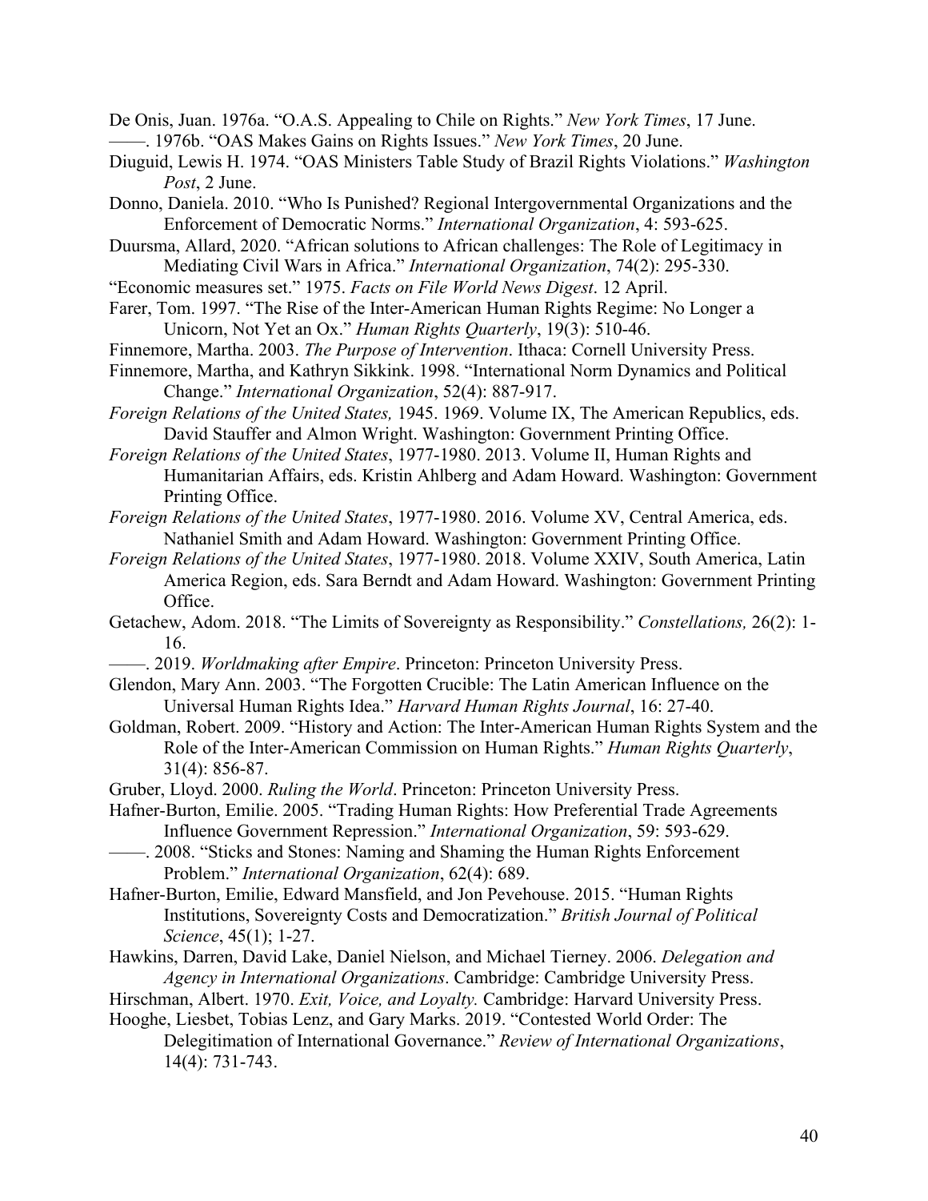De Onis, Juan. 1976a. "O.A.S. Appealing to Chile on Rights." *New York Times*, 17 June.

——. 1976b. "OAS Makes Gains on Rights Issues." *New York Times*, 20 June.

Diuguid, Lewis H. 1974. "OAS Ministers Table Study of Brazil Rights Violations." *Washington Post*, 2 June.

Donno, Daniela. 2010. "Who Is Punished? Regional Intergovernmental Organizations and the Enforcement of Democratic Norms." *International Organization*, 4: 593-625.

Duursma, Allard, 2020. "African solutions to African challenges: The Role of Legitimacy in Mediating Civil Wars in Africa." *International Organization*, 74(2): 295-330.

"Economic measures set." 1975. *Facts on File World News Digest*. 12 April.

Farer, Tom. 1997. "The Rise of the Inter-American Human Rights Regime: No Longer a Unicorn, Not Yet an Ox." *Human Rights Quarterly*, 19(3): 510-46.

Finnemore, Martha. 2003. *The Purpose of Intervention*. Ithaca: Cornell University Press.

Finnemore, Martha, and Kathryn Sikkink. 1998. "International Norm Dynamics and Political Change." *International Organization*, 52(4): 887-917.

*Foreign Relations of the United States,* 1945. 1969. Volume IX, The American Republics, eds. David Stauffer and Almon Wright. Washington: Government Printing Office.

*Foreign Relations of the United States*, 1977-1980. 2013. Volume II, Human Rights and Humanitarian Affairs, eds. Kristin Ahlberg and Adam Howard. Washington: Government Printing Office.

*Foreign Relations of the United States*, 1977-1980. 2016. Volume XV, Central America, eds. Nathaniel Smith and Adam Howard. Washington: Government Printing Office.

*Foreign Relations of the United States*, 1977-1980. 2018. Volume XXIV, South America, Latin America Region, eds. Sara Berndt and Adam Howard. Washington: Government Printing Office.

Getachew, Adom. 2018. "The Limits of Sovereignty as Responsibility." *Constellations,* 26(2): 1-16.

——. 2019. *Worldmaking after Empire*. Princeton: Princeton University Press.

Glendon, Mary Ann. 2003. "The Forgotten Crucible: The Latin American Influence on the Universal Human Rights Idea." *Harvard Human Rights Journal*, 16: 27-40.

Goldman, Robert. 2009. "History and Action: The Inter-American Human Rights System and the Role of the Inter-American Commission on Human Rights." *Human Rights Quarterly*, 31(4): 856-87.

Gruber, Lloyd. 2000. *Ruling the World*. Princeton: Princeton University Press.

Hafner-Burton, Emilie. 2005. "Trading Human Rights: How Preferential Trade Agreements Influence Government Repression." *International Organization*, 59: 593-629.

——. 2008. "Sticks and Stones: Naming and Shaming the Human Rights Enforcement Problem." *International Organization*, 62(4): 689.

Hafner-Burton, Emilie, Edward Mansfield, and Jon Pevehouse. 2015. "Human Rights Institutions, Sovereignty Costs and Democratization." *British Journal of Political Science*, 45(1); 1-27.

Hawkins, Darren, David Lake, Daniel Nielson, and Michael Tierney. 2006. *Delegation and Agency in International Organizations*. Cambridge: Cambridge University Press.

Hirschman, Albert. 1970. *Exit, Voice, and Loyalty.* Cambridge: Harvard University Press.

Hooghe, Liesbet, Tobias Lenz, and Gary Marks. 2019. "Contested World Order: The Delegitimation of International Governance." *Review of International Organizations*, 14(4): 731-743.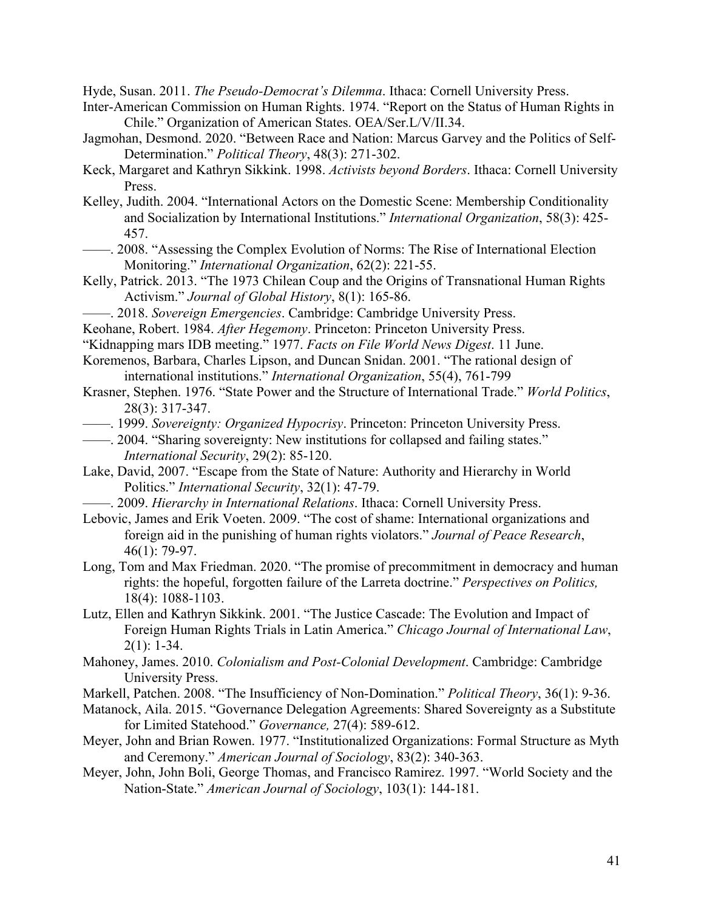Hyde, Susan. 2011. *The Pseudo-Democrat's Dilemma*. Ithaca: Cornell University Press.

Inter-American Commission on Human Rights. 1974. "Report on the Status of Human Rights in Chile." Organization of American States. OEA/Ser.L/V/II.34.

Jagmohan, Desmond. 2020. "Between Race and Nation: Marcus Garvey and the Politics of Self-Determination." *Political Theory*, 48(3): 271-302.

Keck, Margaret and Kathryn Sikkink. 1998. *Activists beyond Borders*. Ithaca: Cornell University Press.

Kelley, Judith. 2004. "International Actors on the Domestic Scene: Membership Conditionality and Socialization by International Institutions." *International Organization*, 58(3): 425-457.

——. 2008. "Assessing the Complex Evolution of Norms: The Rise of International Election Monitoring." *International Organization*, 62(2): 221-55.

Kelly, Patrick. 2013. "The 1973 Chilean Coup and the Origins of Transnational Human Rights Activism." *Journal of Global History*, 8(1): 165-86.

——. 2018. *Sovereign Emergencies*. Cambridge: Cambridge University Press.

Keohane, Robert. 1984. *After Hegemony*. Princeton: Princeton University Press.

"Kidnapping mars IDB meeting." 1977. *Facts on File World News Digest*. 11 June.

Koremenos, Barbara, Charles Lipson, and Duncan Snidan. 2001. "The rational design of international institutions." *International Organization*, 55(4), 761-799

Krasner, Stephen. 1976. "State Power and the Structure of International Trade." *World Politics*, 28(3): 317-347.

——. 1999. *Sovereignty: Organized Hypocrisy*. Princeton: Princeton University Press.

——. 2004. "Sharing sovereignty: New institutions for collapsed and failing states." *International Security*, 29(2): 85-120.

Lake, David, 2007. "Escape from the State of Nature: Authority and Hierarchy in World Politics." *International Security*, 32(1): 47-79.

——. 2009. *Hierarchy in International Relations*. Ithaca: Cornell University Press.

Lebovic, James and Erik Voeten. 2009. "The cost of shame: International organizations and foreign aid in the punishing of human rights violators." *Journal of Peace Research*, 46(1): 79-97.

Long, Tom and Max Friedman. 2020. "The promise of precommitment in democracy and human rights: the hopeful, forgotten failure of the Larreta doctrine." *Perspectives on Politics,* 18(4): 1088-1103.

Lutz, Ellen and Kathryn Sikkink. 2001. "The Justice Cascade: The Evolution and Impact of Foreign Human Rights Trials in Latin America." *Chicago Journal of International Law*, 2(1): 1-34.

Mahoney, James. 2010. *Colonialism and Post-Colonial Development*. Cambridge: Cambridge University Press.

Markell, Patchen. 2008. "The Insufficiency of Non-Domination." *Political Theory*, 36(1): 9-36.

Matanock, Aila. 2015. "Governance Delegation Agreements: Shared Sovereignty as a Substitute for Limited Statehood." *Governance,* 27(4): 589-612.

Meyer, John and Brian Rowen. 1977. "Institutionalized Organizations: Formal Structure as Myth and Ceremony." *American Journal of Sociology*, 83(2): 340-363.

Meyer, John, John Boli, George Thomas, and Francisco Ramirez. 1997. "World Society and the Nation-State." *American Journal of Sociology*, 103(1): 144-181.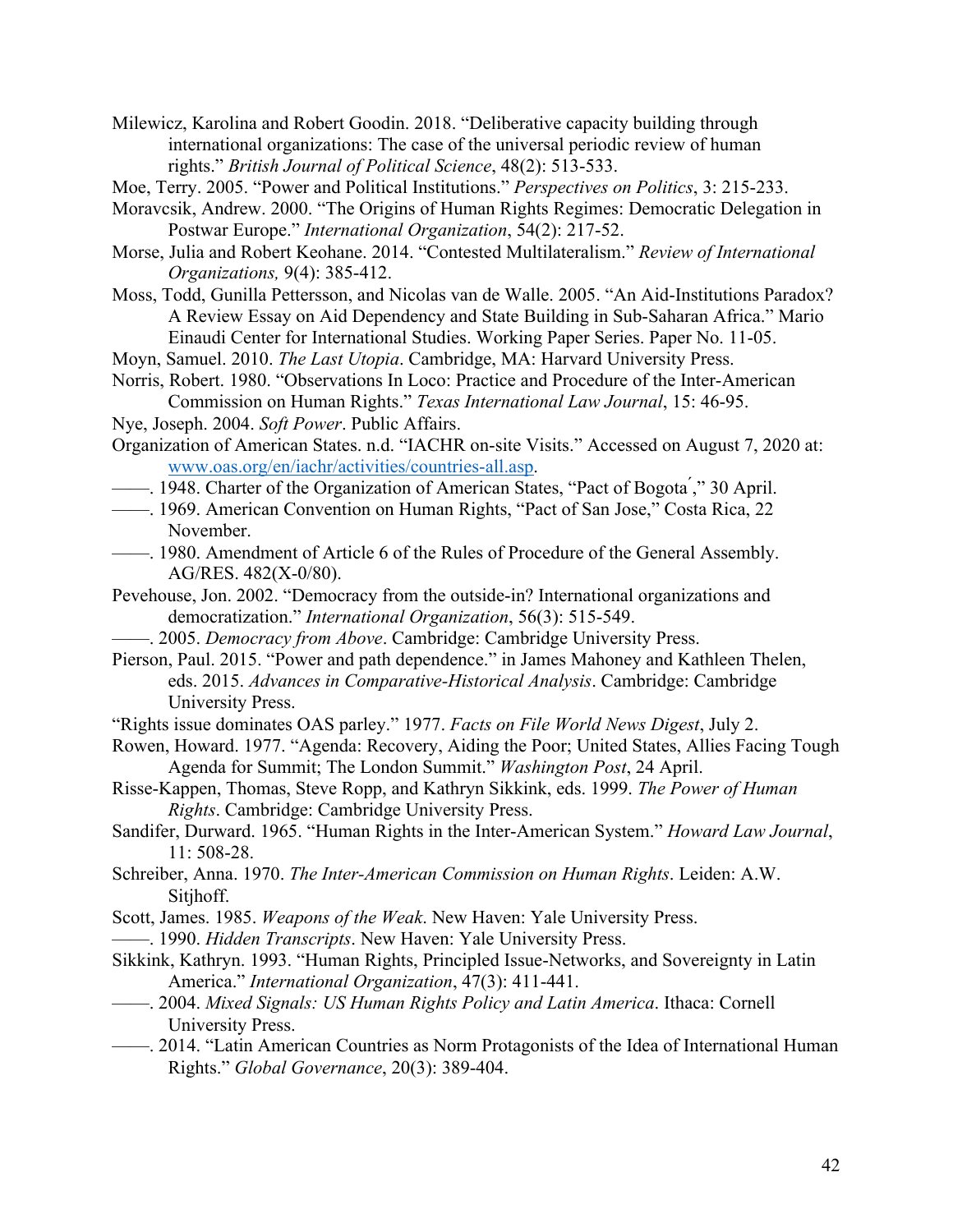Milewicz, Karolina and Robert Goodin. 2018. "Deliberative capacity building through international organizations: The case of the universal periodic review of human rights." *British Journal of Political Science*, 48(2): 513-533.

Moe, Terry. 2005. "Power and Political Institutions." *Perspectives on Politics*, 3: 215-233.

Moravcsik, Andrew. 2000. "The Origins of Human Rights Regimes: Democratic Delegation in Postwar Europe." *International Organization*, 54(2): 217-52.

Morse, Julia and Robert Keohane. 2014. "Contested Multilateralism." *Review of International Organizations,* 9(4): 385-412.

Moss, Todd, Gunilla Pettersson, and Nicolas van de Walle. 2005. "An Aid-Institutions Paradox? A Review Essay on Aid Dependency and State Building in Sub-Saharan Africa." Mario Einaudi Center for International Studies. Working Paper Series. Paper No. 11-05.

Moyn, Samuel. 2010. *The Last Utopia*. Cambridge, MA: Harvard University Press.

Norris, Robert. 1980. "Observations In Loco: Practice and Procedure of the Inter-American Commission on Human Rights." *Texas International Law Journal*, 15: 46-95.

Nye, Joseph. 2004. *Soft Power*. Public Affairs.

Organization of American States. n.d. "IACHR on-site Visits." Accessed on August 7, 2020 at: www.oas.org/en/iachr/activities/countries-all.asp.

——. 1948. Charter of the Organization of American States, "Pact of Bogotá," 30 April.

——. 1969. American Convention on Human Rights, "Pact of San Jose," Costa Rica, 22 November.

——. 1980. Amendment of Article 6 of the Rules of Procedure of the General Assembly. AG/RES. 482(X-0/80).

Pevehouse, Jon. 2002. "Democracy from the outside-in? International organizations and democratization." *International Organization*, 56(3): 515-549.

——. 2005. *Democracy from Above*. Cambridge: Cambridge University Press.

Pierson, Paul. 2015. "Power and path dependence." in James Mahoney and Kathleen Thelen, eds. 2015. *Advances in Comparative-Historical Analysis*. Cambridge: Cambridge University Press.

"Rights issue dominates OAS parley." 1977. *Facts on File World News Digest*, July 2.

Rowen, Howard. 1977. "Agenda: Recovery, Aiding the Poor; United States, Allies Facing Tough Agenda for Summit; The London Summit." *Washington Post*, 24 April.

Risse-Kappen, Thomas, Steve Ropp, and Kathryn Sikkink, eds. 1999. *The Power of Human Rights*. Cambridge: Cambridge University Press.

Sandifer, Durward. 1965. "Human Rights in the Inter-American System." *Howard Law Journal*, 11: 508-28.

Schreiber, Anna. 1970. *The Inter-American Commission on Human Rights*. Leiden: A.W. Sitjhoff.

Scott, James. 1985. *Weapons of the Weak*. New Haven: Yale University Press.

——. 1990. *Hidden Transcripts*. New Haven: Yale University Press.

Sikkink, Kathryn. 1993. "Human Rights, Principled Issue-Networks, and Sovereignty in Latin America." *International Organization*, 47(3): 411-441.

——. 2004. *Mixed Signals: US Human Rights Policy and Latin America*. Ithaca: Cornell University Press.

——. 2014. "Latin American Countries as Norm Protagonists of the Idea of International Human Rights." *Global Governance*, 20(3): 389-404.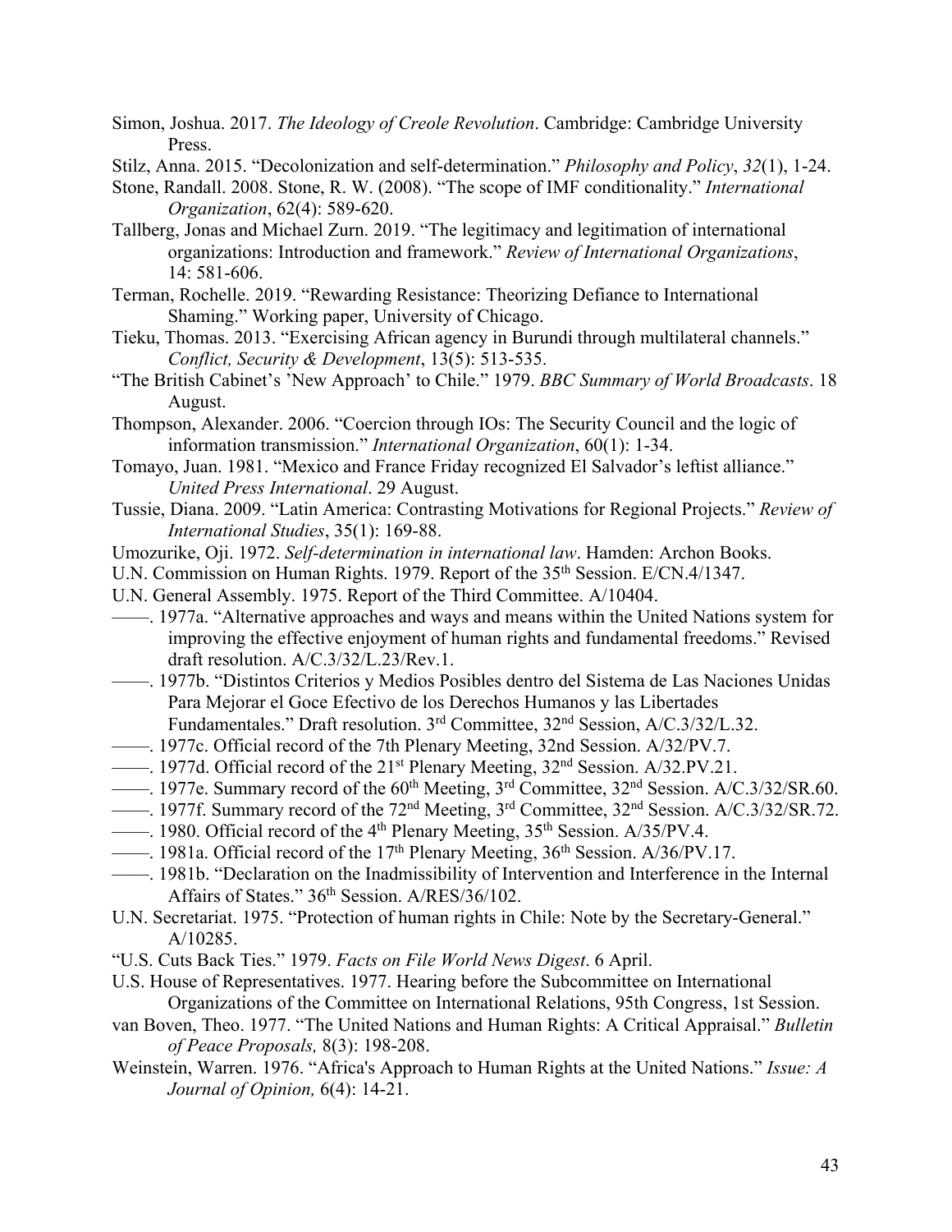Simon, Joshua. 2017. *The Ideology of Creole Revolution*. Cambridge: Cambridge University Press.

Stilz, Anna. 2015. "Decolonization and self-determination." *Philosophy and Policy*, *32*(1), 1-24.

Stone, Randall. 2008. Stone, R. W. (2008). "The scope of IMF conditionality." *International Organization*, 62(4): 589-620.

Tallberg, Jonas and Michael Zurn. 2019. "The legitimacy and legitimation of international organizations: Introduction and framework." *Review of International Organizations*, 14: 581-606.

Terman, Rochelle. 2019. "Rewarding Resistance: Theorizing Defiance to International Shaming." Working paper, University of Chicago.

Tieku, Thomas. 2013. "Exercising African agency in Burundi through multilateral channels." *Conflict, Security & Development*, 13(5): 513-535.

"The British Cabinet's 'New Approach' to Chile." 1979. *BBC Summary of World Broadcasts*. 18 August.

Thompson, Alexander. 2006. "Coercion through IOs: The Security Council and the logic of information transmission." *International Organization*, 60(1): 1-34.

Tomayo, Juan. 1981. "Mexico and France Friday recognized El Salvador's leftist alliance." *United Press International*. 29 August.

Tussie, Diana. 2009. "Latin America: Contrasting Motivations for Regional Projects." *Review of International Studies*, 35(1): 169-88.

Umozurike, Oji. 1972. *Self-determination in international law*. Hamden: Archon Books.

U.N. Commission on Human Rights. 1979. Report of the 35th Session. E/CN.4/1347.

U.N. General Assembly. 1975. Report of the Third Committee. A/10404.

——. 1977a. "Alternative approaches and ways and means within the United Nations system for improving the effective enjoyment of human rights and fundamental freedoms." Revised draft resolution. A/C.3/32/L.23/Rev.1.

——. 1977b. "Distintos Criterios y Medios Posibles dentro del Sistema de Las Naciones Unidas Para Mejorar el Goce Efectivo de los Derechos Humanos y las Libertades Fundamentales." Draft resolution. 3rd Committee, 32nd Session, A/C.3/32/L.32.

——. 1977c. Official record of the 7th Plenary Meeting, 32nd Session. A/32/PV.7.

——. 1977d. Official record of the 21st Plenary Meeting, 32nd Session. A/32.PV.21.

——. 1977e. Summary record of the 60th Meeting, 3rd Committee, 32nd Session. A/C.3/32/SR.60.

——. 1977f. Summary record of the 72nd Meeting, 3rd Committee, 32nd Session. A/C.3/32/SR.72.

——. 1980. Official record of the 4th Plenary Meeting, 35th Session. A/35/PV.4.

——. 1981a. Official record of the 17th Plenary Meeting, 36th Session. A/36/PV.17.

——. 1981b. "Declaration on the Inadmissibility of Intervention and Interference in the Internal Affairs of States." 36th Session. A/RES/36/102.

U.N. Secretariat. 1975. "Protection of human rights in Chile: Note by the Secretary-General." A/10285.

"U.S. Cuts Back Ties." 1979. *Facts on File World News Digest*. 6 April.

U.S. House of Representatives. 1977. Hearing before the Subcommittee on International Organizations of the Committee on International Relations, 95th Congress, 1st Session.

van Boven, Theo. 1977. "The United Nations and Human Rights: A Critical Appraisal." *Bulletin of Peace Proposals,* 8(3): 198-208.

Weinstein, Warren. 1976. "Africa's Approach to Human Rights at the United Nations." *Issue: A Journal of Opinion,* 6(4): 14-21.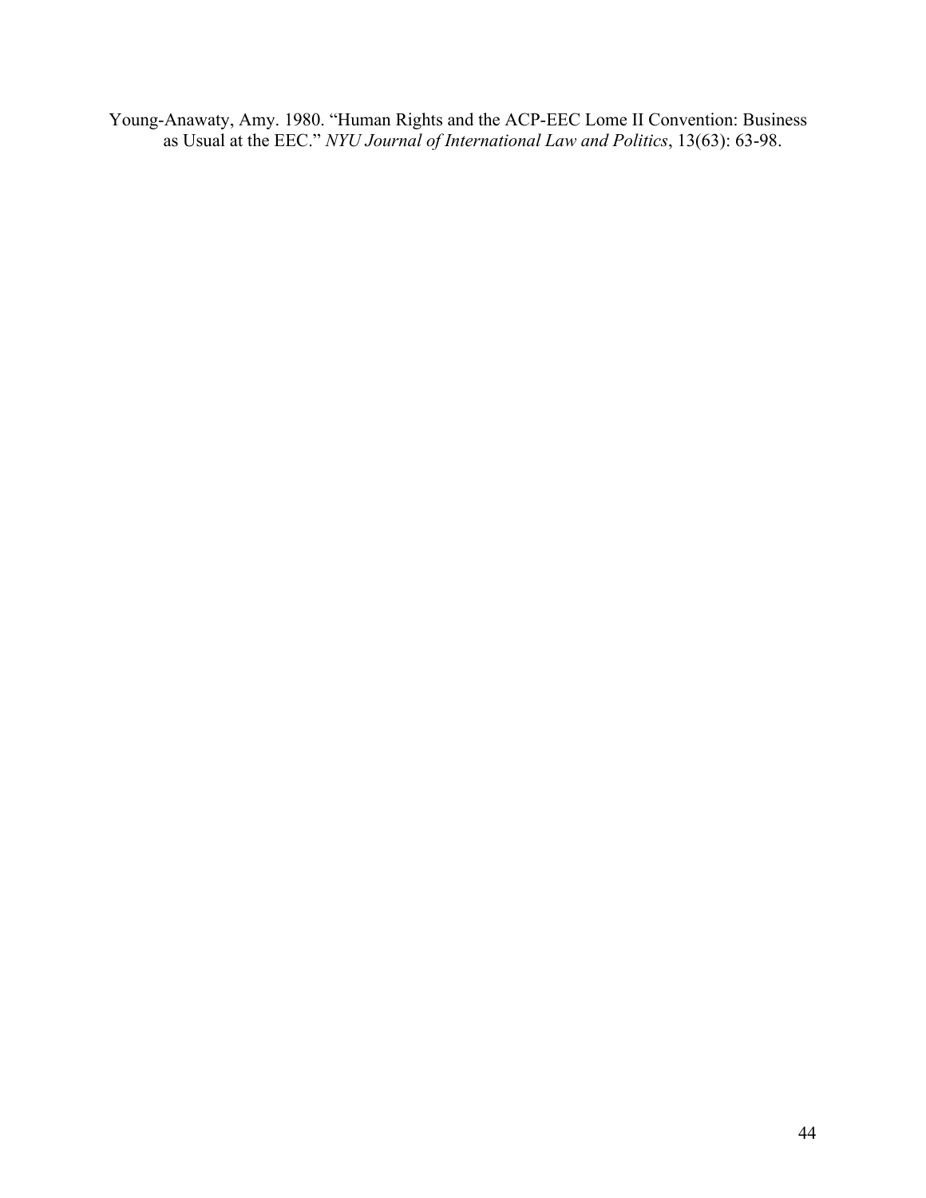Young-Anawaty, Amy. 1980. "Human Rights and the ACP-EEC Lome II Convention: Business as Usual at the EEC." *NYU Journal of International Law and Politics*, 13(63): 63-98.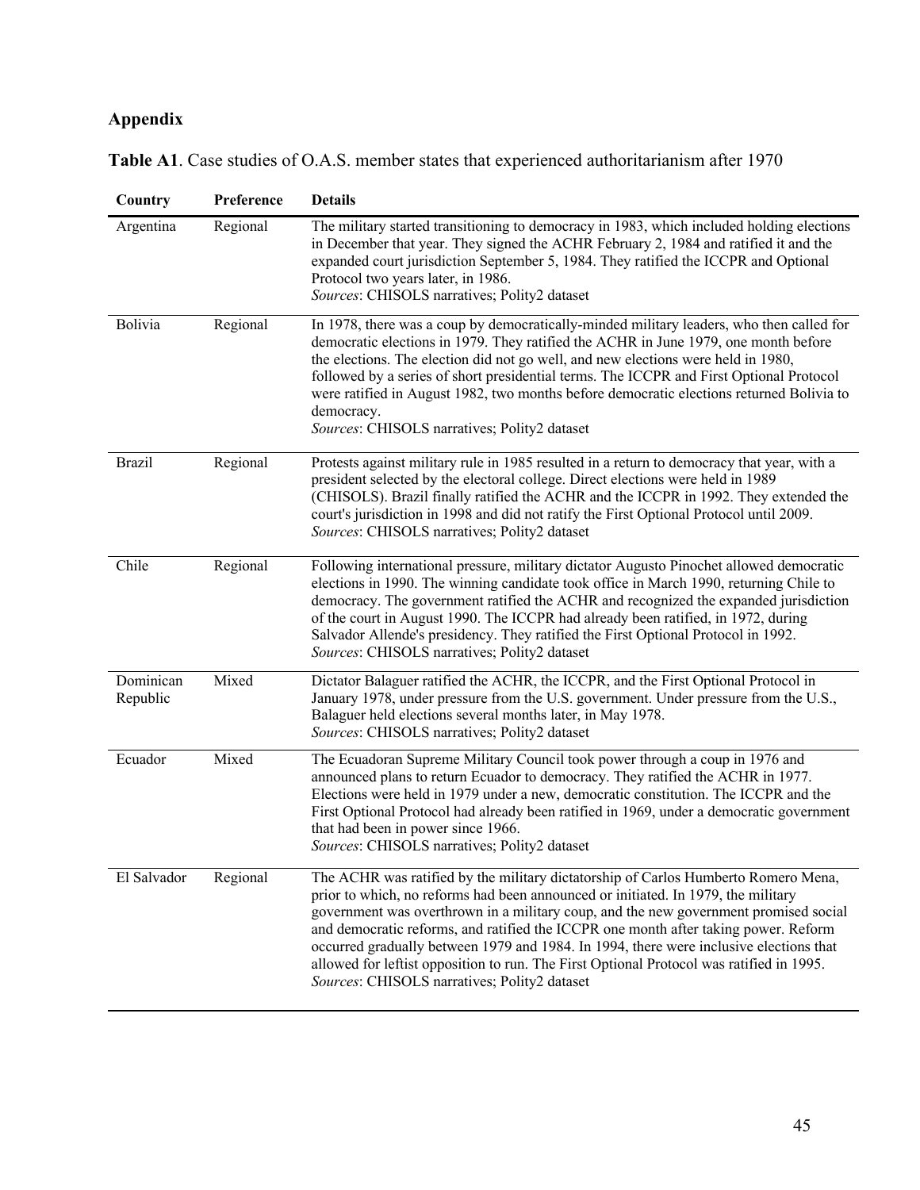## Appendix

**Table A1**. Case studies of O.A.S. member states that experienced authoritarianism after 1970

| Country | Preference | Details |
|---|---|---|
| Argentina | Regional | The military started transitioning to democracy in 1983, which included holding elections in December that year. They signed the ACHR February 2, 1984 and ratified it and the expanded court jurisdiction September 5, 1984. They ratified the ICCPR and Optional Protocol two years later, in 1986. *Sources*: CHISOLS narratives; Polity2 dataset |
| Bolivia | Regional | In 1978, there was a coup by democratically-minded military leaders, who then called for democratic elections in 1979. They ratified the ACHR in June 1979, one month before the elections. The election did not go well, and new elections were held in 1980, followed by a series of short presidential terms. The ICCPR and First Optional Protocol were ratified in August 1982, two months before democratic elections returned Bolivia to democracy. *Sources*: CHISOLS narratives; Polity2 dataset |
| Brazil | Regional | Protests against military rule in 1985 resulted in a return to democracy that year, with a president selected by the electoral college. Direct elections were held in 1989 (CHISOLS). Brazil finally ratified the ACHR and the ICCPR in 1992. They extended the court's jurisdiction in 1998 and did not ratify the First Optional Protocol until 2009. *Sources*: CHISOLS narratives; Polity2 dataset |
| Chile | Regional | Following international pressure, military dictator Augusto Pinochet allowed democratic elections in 1990. The winning candidate took office in March 1990, returning Chile to democracy. The government ratified the ACHR and recognized the expanded jurisdiction of the court in August 1990. The ICCPR had already been ratified, in 1972, during Salvador Allende's presidency. They ratified the First Optional Protocol in 1992. *Sources*: CHISOLS narratives; Polity2 dataset |
| Dominican Republic | Mixed | Dictator Balaguer ratified the ACHR, the ICCPR, and the First Optional Protocol in January 1978, under pressure from the U.S. government. Under pressure from the U.S., Balaguer held elections several months later, in May 1978. *Sources*: CHISOLS narratives; Polity2 dataset |
| Ecuador | Mixed | The Ecuadoran Supreme Military Council took power through a coup in 1976 and announced plans to return Ecuador to democracy. They ratified the ACHR in 1977. Elections were held in 1979 under a new, democratic constitution. The ICCPR and the First Optional Protocol had already been ratified in 1969, under a democratic government that had been in power since 1966. *Sources*: CHISOLS narratives; Polity2 dataset |
| El Salvador | Regional | The ACHR was ratified by the military dictatorship of Carlos Humberto Romero Mena, prior to which, no reforms had been announced or initiated. In 1979, the military government was overthrown in a military coup, and the new government promised social and democratic reforms, and ratified the ICCPR one month after taking power. Reform occurred gradually between 1979 and 1984. In 1994, there were inclusive elections that allowed for leftist opposition to run. The First Optional Protocol was ratified in 1995. *Sources*: CHISOLS narratives; Polity2 dataset |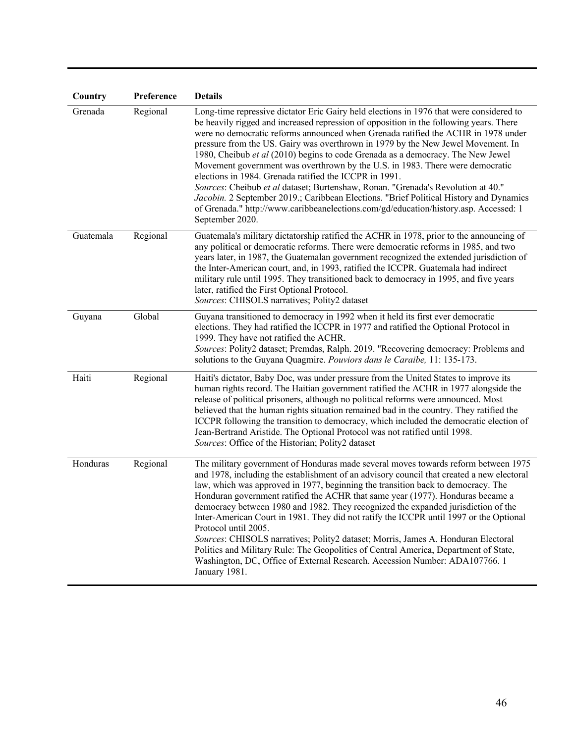| Country | Preference | Details |
| --- | --- | --- |
| Grenada | Regional | Long-time repressive dictator Eric Gairy held elections in 1976 that were considered to be heavily rigged and increased repression of opposition in the following years. There were no democratic reforms announced when Grenada ratified the ACHR in 1978 under pressure from the US. Gairy was overthrown in 1979 by the New Jewel Movement. In 1980, Cheibub *et al* (2010) begins to code Grenada as a democracy. The New Jewel Movement government was overthrown by the U.S. in 1983. There were democratic elections in 1984. Grenada ratified the ICCPR in 1991. *Sources*: Cheibub *et al* dataset; Burtenshaw, Ronan. "Grenada's Revolution at 40." *Jacobin.* 2 September 2019.; Caribbean Elections. "Brief Political History and Dynamics of Grenada." http://www.caribbeanelections.com/gd/education/history.asp. Accessed: 1 September 2020. |
| Guatemala | Regional | Guatemala's military dictatorship ratified the ACHR in 1978, prior to the announcing of any political or democratic reforms. There were democratic reforms in 1985, and two years later, in 1987, the Guatemalan government recognized the extended jurisdiction of the Inter-American court, and, in 1993, ratified the ICCPR. Guatemala had indirect military rule until 1995. They transitioned back to democracy in 1995, and five years later, ratified the First Optional Protocol. *Sources*: CHISOLS narratives; Polity2 dataset |
| Guyana | Global | Guyana transitioned to democracy in 1992 when it held its first ever democratic elections. They had ratified the ICCPR in 1977 and ratified the Optional Protocol in 1999. They have not ratified the ACHR. *Sources*: Polity2 dataset; Premdas, Ralph. 2019. "Recovering democracy: Problems and solutions to the Guyana Quagmire. *Pouviors dans le Caraibe,* 11: 135-173. |
| Haiti | Regional | Haiti's dictator, Baby Doc, was under pressure from the United States to improve its human rights record. The Haitian government ratified the ACHR in 1977 alongside the release of political prisoners, although no political reforms were announced. Most believed that the human rights situation remained bad in the country. They ratified the ICCPR following the transition to democracy, which included the democratic election of Jean-Bertrand Aristide. The Optional Protocol was not ratified until 1998. *Sources*: Office of the Historian; Polity2 dataset |
| Honduras | Regional | The military government of Honduras made several moves towards reform between 1975 and 1978, including the establishment of an advisory council that created a new electoral law, which was approved in 1977, beginning the transition back to democracy. The Honduran government ratified the ACHR that same year (1977). Honduras became a democracy between 1980 and 1982. They recognized the expanded jurisdiction of the Inter-American Court in 1981. They did not ratify the ICCPR until 1997 or the Optional Protocol until 2005. *Sources*: CHISOLS narratives; Polity2 dataset; Morris, James A. Honduran Electoral Politics and Military Rule: The Geopolitics of Central America, Department of State, Washington, DC, Office of External Research. Accession Number: ADA107766. 1 January 1981. |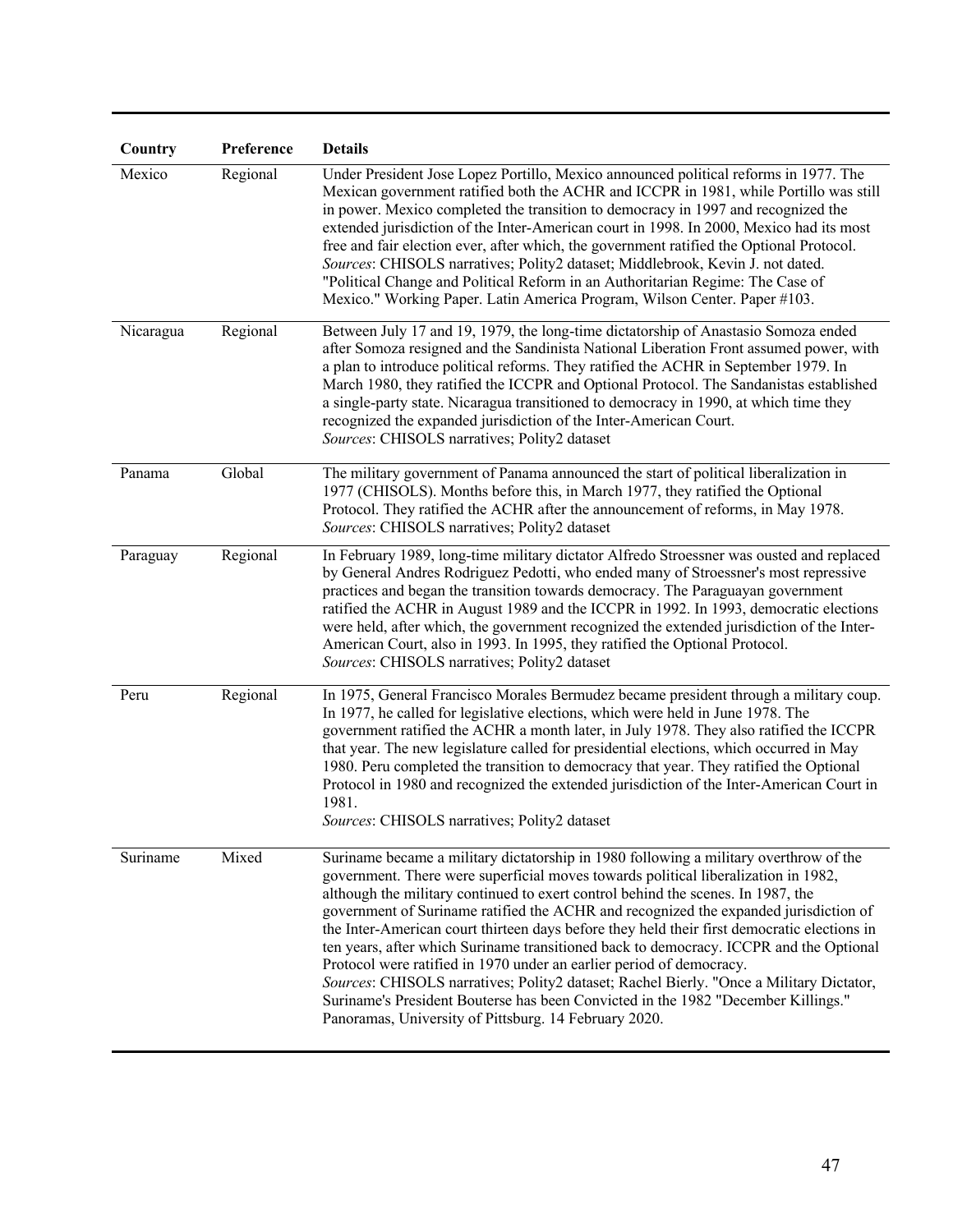| Country | Preference | Details |
| --- | --- | --- |
| Mexico | Regional | Under President Jose Lopez Portillo, Mexico announced political reforms in 1977. The Mexican government ratified both the ACHR and ICCPR in 1981, while Portillo was still in power. Mexico completed the transition to democracy in 1997 and recognized the extended jurisdiction of the Inter-American court in 1998. In 2000, Mexico had its most free and fair election ever, after which, the government ratified the Optional Protocol. *Sources*: CHISOLS narratives; Polity2 dataset; Middlebrook, Kevin J. not dated. "Political Change and Political Reform in an Authoritarian Regime: The Case of Mexico." Working Paper. Latin America Program, Wilson Center. Paper #103. |
| Nicaragua | Regional | Between July 17 and 19, 1979, the long-time dictatorship of Anastasio Somoza ended after Somoza resigned and the Sandinista National Liberation Front assumed power, with a plan to introduce political reforms. They ratified the ACHR in September 1979. In March 1980, they ratified the ICCPR and Optional Protocol. The Sandanistas established a single-party state. Nicaragua transitioned to democracy in 1990, at which time they recognized the expanded jurisdiction of the Inter-American Court. *Sources*: CHISOLS narratives; Polity2 dataset |
| Panama | Global | The military government of Panama announced the start of political liberalization in 1977 (CHISOLS). Months before this, in March 1977, they ratified the Optional Protocol. They ratified the ACHR after the announcement of reforms, in May 1978. *Sources*: CHISOLS narratives; Polity2 dataset |
| Paraguay | Regional | In February 1989, long-time military dictator Alfredo Stroessner was ousted and replaced by General Andres Rodriguez Pedotti, who ended many of Stroessner's most repressive practices and began the transition towards democracy. The Paraguayan government ratified the ACHR in August 1989 and the ICCPR in 1992. In 1993, democratic elections were held, after which, the government recognized the extended jurisdiction of the Inter-American Court, also in 1993. In 1995, they ratified the Optional Protocol. *Sources*: CHISOLS narratives; Polity2 dataset |
| Peru | Regional | In 1975, General Francisco Morales Bermudez became president through a military coup. In 1977, he called for legislative elections, which were held in June 1978. The government ratified the ACHR a month later, in July 1978. They also ratified the ICCPR that year. The new legislature called for presidential elections, which occurred in May 1980. Peru completed the transition to democracy that year. They ratified the Optional Protocol in 1980 and recognized the extended jurisdiction of the Inter-American Court in 1981. *Sources*: CHISOLS narratives; Polity2 dataset |
| Suriname | Mixed | Suriname became a military dictatorship in 1980 following a military overthrow of the government. There were superficial moves towards political liberalization in 1982, although the military continued to exert control behind the scenes. In 1987, the government of Suriname ratified the ACHR and recognized the expanded jurisdiction of the Inter-American court thirteen days before they held their first democratic elections in ten years, after which Suriname transitioned back to democracy. ICCPR and the Optional Protocol were ratified in 1970 under an earlier period of democracy. *Sources*: CHISOLS narratives; Polity2 dataset; Rachel Bierly. "Once a Military Dictator, Suriname's President Bouterse has been Convicted in the 1982 "December Killings." Panoramas, University of Pittsburg. 14 February 2020. |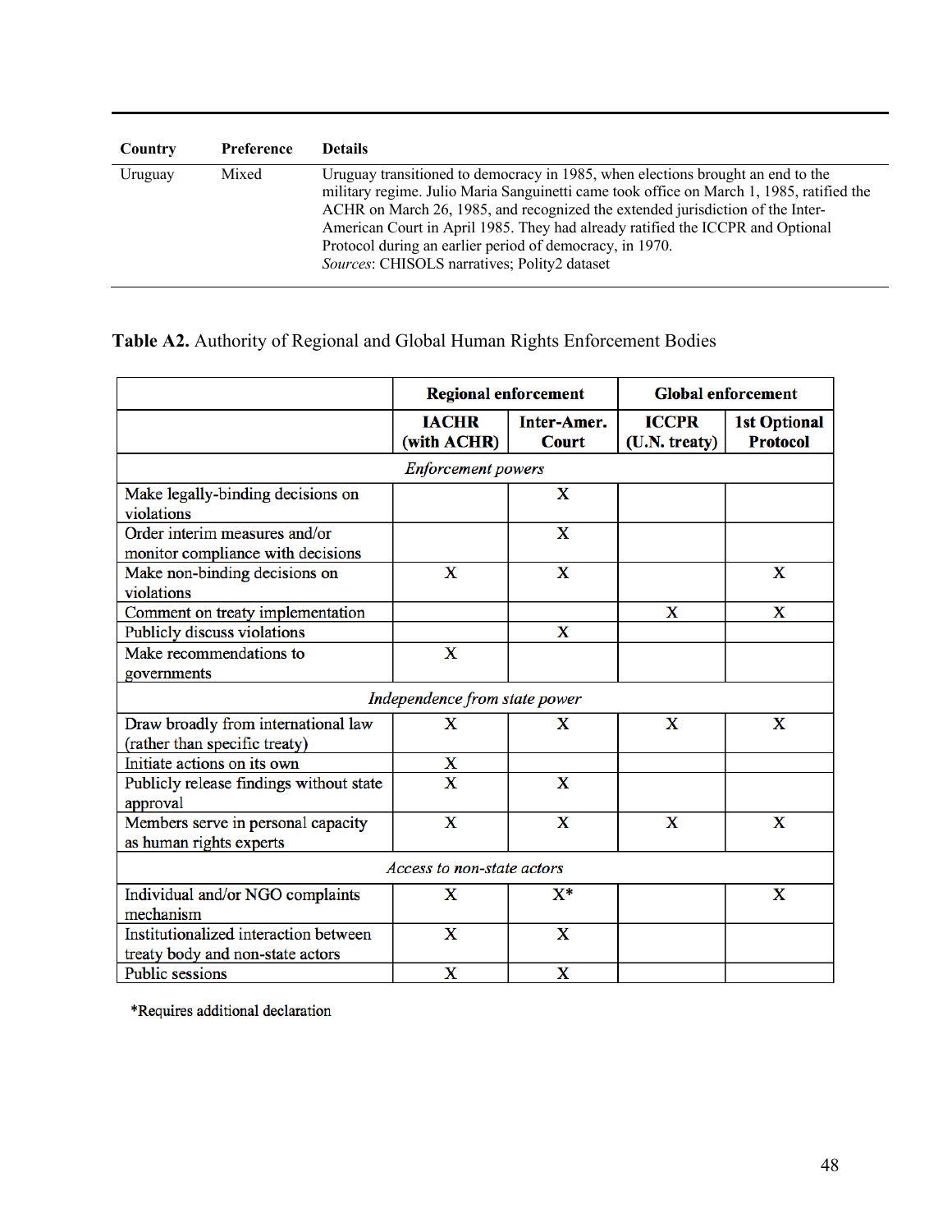| Country | Preference | Details |
|---|---|---|
| Uruguay | Mixed | Uruguay transitioned to democracy in 1985, when elections brought an end to the military regime. Julio Maria Sanguinetti came took office on March 1, 1985, ratified the ACHR on March 26, 1985, and recognized the extended jurisdiction of the Inter-American Court in April 1985. They had already ratified the ICCPR and Optional Protocol during an earlier period of democracy, in 1970. *Sources*: CHISOLS narratives; Polity2 dataset |

**Table A2.** Authority of Regional and Global Human Rights Enforcement Bodies

| | **Regional enforcement** | | **Global enforcement** | |
|---|---|---|---|---|
| | **IACHR (with ACHR)** | **Inter-Amer. Court** | **ICCPR (U.N. treaty)** | **1st Optional Protocol** |
| *Enforcement powers* | | | | |
| Make legally-binding decisions on violations | | X | | |
| Order interim measures and/or monitor compliance with decisions | | X | | |
| Make non-binding decisions on violations | X | X | | X |
| Comment on treaty implementation | | | X | X |
| Publicly discuss violations | | X | | |
| Make recommendations to governments | X | | | |
| *Independence from state power* | | | | |
| Draw broadly from international law (rather than specific treaty) | X | X | X | X |
| Initiate actions on its own | X | | | |
| Publicly release findings without state approval | X | X | | |
| Members serve in personal capacity as human rights experts | X | X | X | X |
| *Access to non-state actors* | | | | |
| Individual and/or NGO complaints mechanism | X | X* | | X |
| Institutionalized interaction between treaty body and non-state actors | X | X | | |
| Public sessions | X | X | | |

*Requires additional declaration